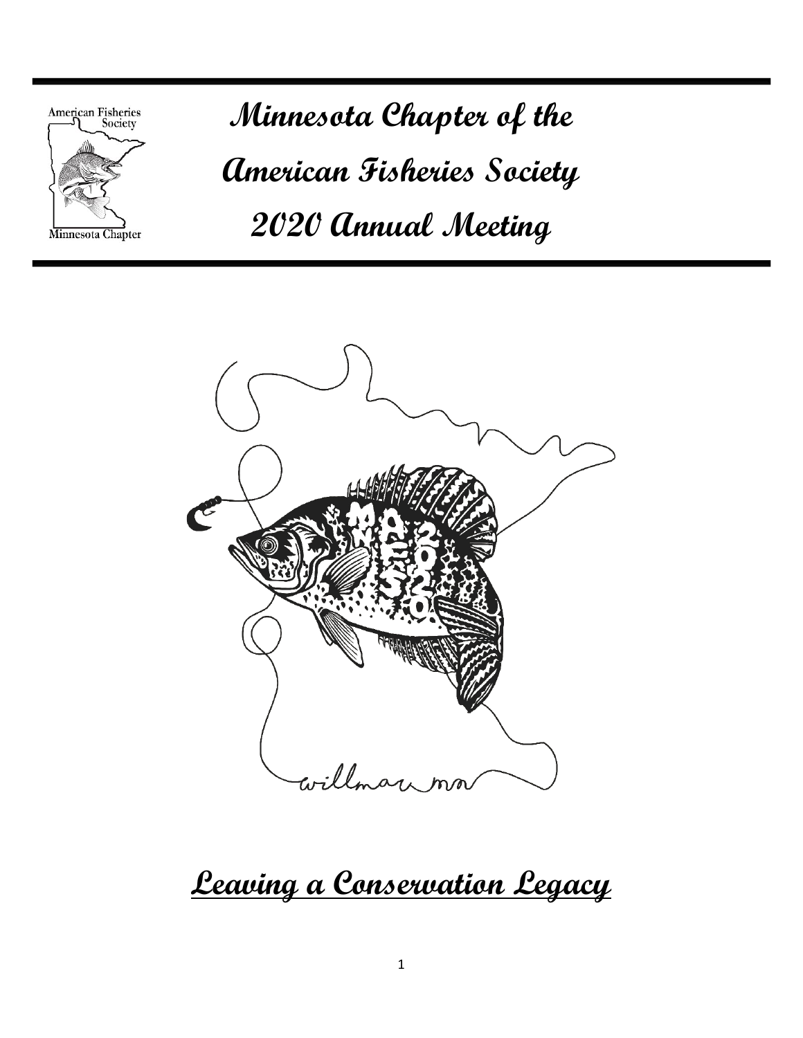# Minnesota Chapter of the American Fisheries Society 2020 Annual Meeting

## Leaving a Conservation Legacy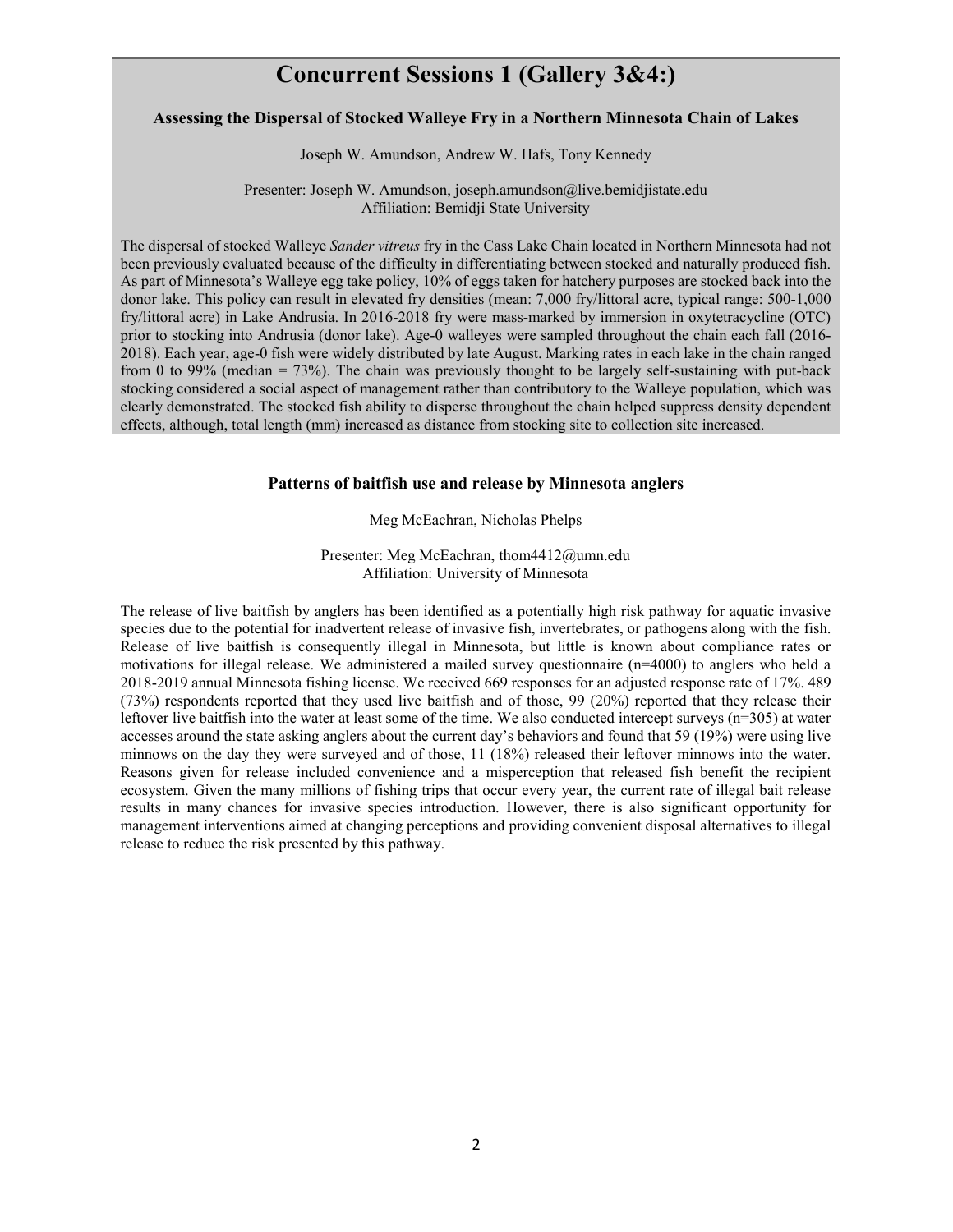# Concurrent Sessions 1 (Gallery 3&4:)

### Assessing the Dispersal of Stocked Walleye Fry in a Northern Minnesota Chain of Lakes

Joseph W. Amundson, Andrew W. Hafs, Tony Kennedy

Presenter: Joseph W. Amundson, joseph.amundson@live.bemidjistate.edu
Affiliation: Bemidji State University

The dispersal of stocked Walleye *Sander vitreus* fry in the Cass Lake Chain located in Northern Minnesota had not been previously evaluated because of the difficulty in differentiating between stocked and naturally produced fish. As part of Minnesota's Walleye egg take policy, 10% of eggs taken for hatchery purposes are stocked back into the donor lake. This policy can result in elevated fry densities (mean: 7,000 fry/littoral acre, typical range: 500-1,000 fry/littoral acre) in Lake Andrusia. In 2016-2018 fry were mass-marked by immersion in oxytetracycline (OTC) prior to stocking into Andrusia (donor lake). Age-0 walleyes were sampled throughout the chain each fall (2016-2018). Each year, age-0 fish were widely distributed by late August. Marking rates in each lake in the chain ranged from 0 to 99% (median = 73%). The chain was previously thought to be largely self-sustaining with put-back stocking considered a social aspect of management rather than contributory to the Walleye population, which was clearly demonstrated. The stocked fish ability to disperse throughout the chain helped suppress density dependent effects, although, total length (mm) increased as distance from stocking site to collection site increased.

### Patterns of baitfish use and release by Minnesota anglers

Meg McEachran, Nicholas Phelps

Presenter: Meg McEachran, thom4412@umn.edu
Affiliation: University of Minnesota

The release of live baitfish by anglers has been identified as a potentially high risk pathway for aquatic invasive species due to the potential for inadvertent release of invasive fish, invertebrates, or pathogens along with the fish. Release of live baitfish is consequently illegal in Minnesota, but little is known about compliance rates or motivations for illegal release. We administered a mailed survey questionnaire (n=4000) to anglers who held a 2018-2019 annual Minnesota fishing license. We received 669 responses for an adjusted response rate of 17%. 489 (73%) respondents reported that they used live baitfish and of those, 99 (20%) reported that they release their leftover live baitfish into the water at least some of the time. We also conducted intercept surveys (n=305) at water accesses around the state asking anglers about the current day's behaviors and found that 59 (19%) were using live minnows on the day they were surveyed and of those, 11 (18%) released their leftover minnows into the water. Reasons given for release included convenience and a misperception that released fish benefit the recipient ecosystem. Given the many millions of fishing trips that occur every year, the current rate of illegal bait release results in many chances for invasive species introduction. However, there is also significant opportunity for management interventions aimed at changing perceptions and providing convenient disposal alternatives to illegal release to reduce the risk presented by this pathway.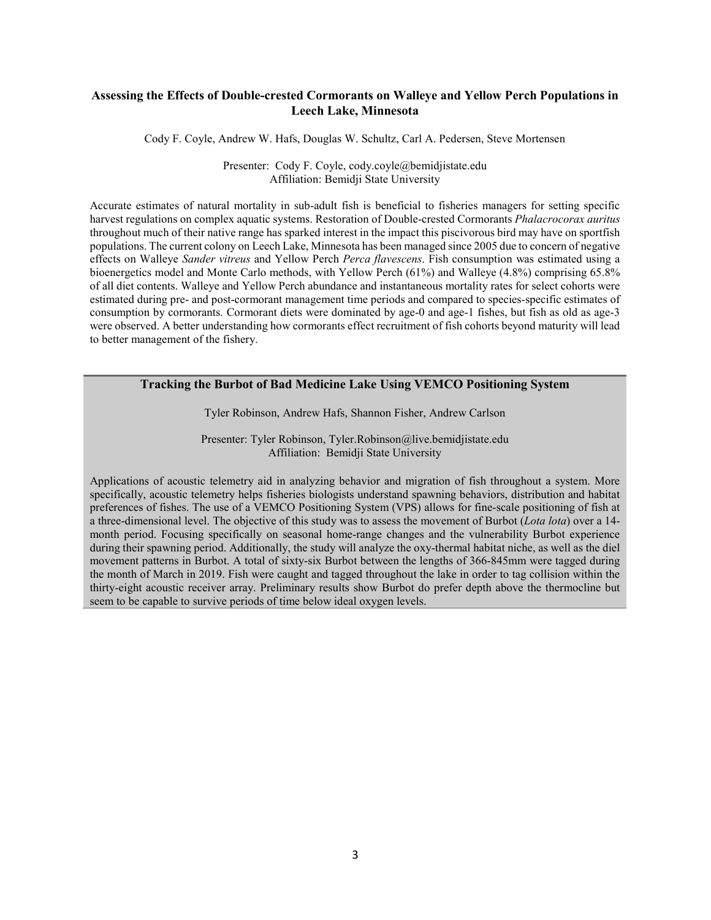## Assessing the Effects of Double-crested Cormorants on Walleye and Yellow Perch Populations in Leech Lake, Minnesota

Cody F. Coyle, Andrew W. Hafs, Douglas W. Schultz, Carl A. Pedersen, Steve Mortensen

Presenter: Cody F. Coyle, cody.coyle@bemidjistate.edu
Affiliation: Bemidji State University

Accurate estimates of natural mortality in sub-adult fish is beneficial to fisheries managers for setting specific harvest regulations on complex aquatic systems. Restoration of Double-crested Cormorants *Phalacrocorax auritus* throughout much of their native range has sparked interest in the impact this piscivorous bird may have on sportfish populations. The current colony on Leech Lake, Minnesota has been managed since 2005 due to concern of negative effects on Walleye *Sander vitreus* and Yellow Perch *Perca flavescens*. Fish consumption was estimated using a bioenergetics model and Monte Carlo methods, with Yellow Perch (61%) and Walleye (4.8%) comprising 65.8% of all diet contents. Walleye and Yellow Perch abundance and instantaneous mortality rates for select cohorts were estimated during pre- and post-cormorant management time periods and compared to species-specific estimates of consumption by cormorants. Cormorant diets were dominated by age-0 and age-1 fishes, but fish as old as age-3 were observed. A better understanding how cormorants effect recruitment of fish cohorts beyond maturity will lead to better management of the fishery.

## Tracking the Burbot of Bad Medicine Lake Using VEMCO Positioning System

Tyler Robinson, Andrew Hafs, Shannon Fisher, Andrew Carlson

Presenter: Tyler Robinson, Tyler.Robinson@live.bemidjistate.edu
Affiliation: Bemidji State University

Applications of acoustic telemetry aid in analyzing behavior and migration of fish throughout a system. More specifically, acoustic telemetry helps fisheries biologists understand spawning behaviors, distribution and habitat preferences of fishes. The use of a VEMCO Positioning System (VPS) allows for fine-scale positioning of fish at a three-dimensional level. The objective of this study was to assess the movement of Burbot (*Lota lota*) over a 14-month period. Focusing specifically on seasonal home-range changes and the vulnerability Burbot experience during their spawning period. Additionally, the study will analyze the oxy-thermal habitat niche, as well as the diel movement patterns in Burbot. A total of sixty-six Burbot between the lengths of 366-845mm were tagged during the month of March in 2019. Fish were caught and tagged throughout the lake in order to tag collision within the thirty-eight acoustic receiver array. Preliminary results show Burbot do prefer depth above the thermocline but seem to be capable to survive periods of time below ideal oxygen levels.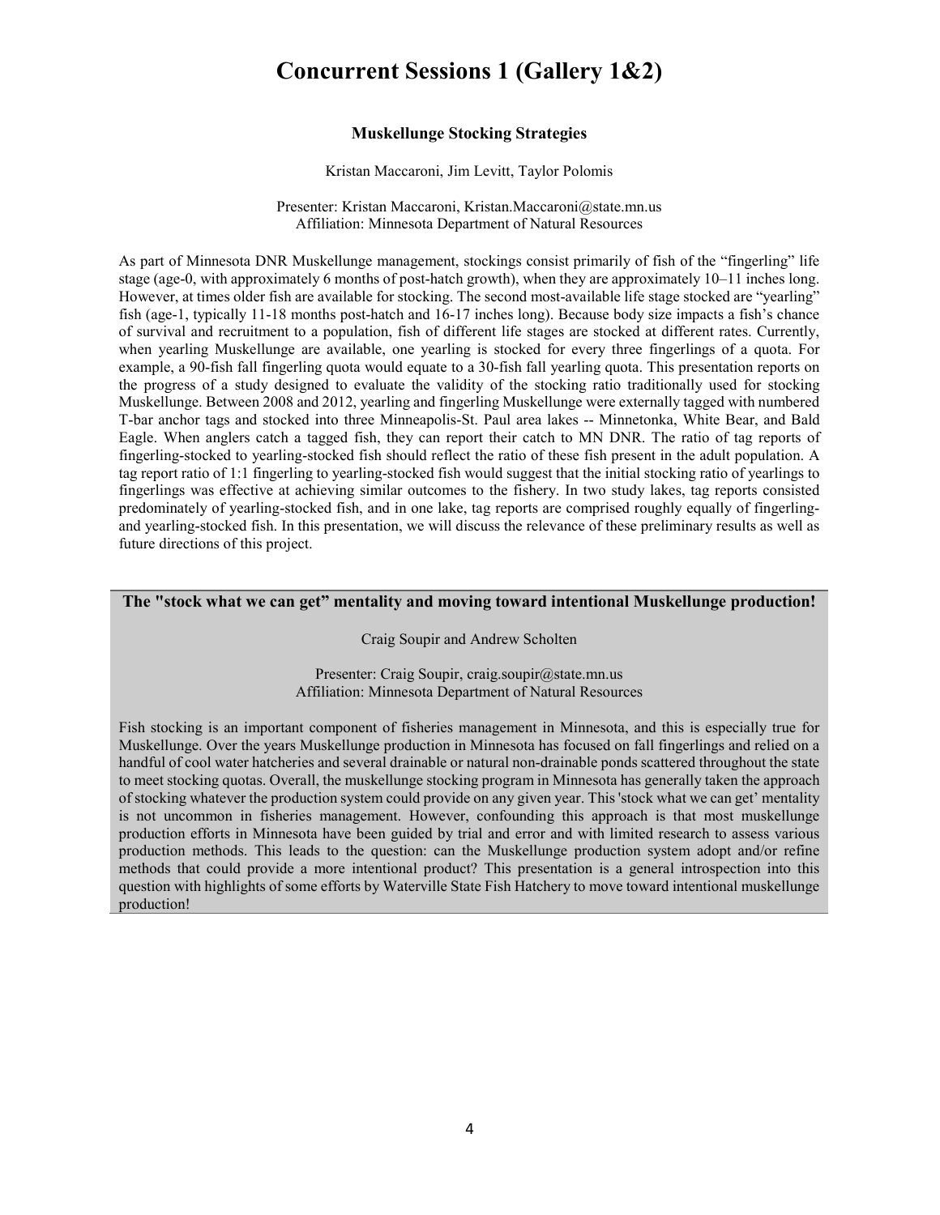# Concurrent Sessions 1 (Gallery 1&2)

### Muskellunge Stocking Strategies

Kristan Maccaroni, Jim Levitt, Taylor Polomis

Presenter: Kristan Maccaroni, Kristan.Maccaroni@state.mn.us
Affiliation: Minnesota Department of Natural Resources

As part of Minnesota DNR Muskellunge management, stockings consist primarily of fish of the "fingerling" life stage (age-0, with approximately 6 months of post-hatch growth), when they are approximately 10–11 inches long. However, at times older fish are available for stocking. The second most-available life stage stocked are "yearling" fish (age-1, typically 11-18 months post-hatch and 16-17 inches long). Because body size impacts a fish's chance of survival and recruitment to a population, fish of different life stages are stocked at different rates. Currently, when yearling Muskellunge are available, one yearling is stocked for every three fingerlings of a quota. For example, a 90-fish fall fingerling quota would equate to a 30-fish fall yearling quota. This presentation reports on the progress of a study designed to evaluate the validity of the stocking ratio traditionally used for stocking Muskellunge. Between 2008 and 2012, yearling and fingerling Muskellunge were externally tagged with numbered T-bar anchor tags and stocked into three Minneapolis-St. Paul area lakes -- Minnetonka, White Bear, and Bald Eagle. When anglers catch a tagged fish, they can report their catch to MN DNR. The ratio of tag reports of fingerling-stocked to yearling-stocked fish should reflect the ratio of these fish present in the adult population. A tag report ratio of 1:1 fingerling to yearling-stocked fish would suggest that the initial stocking ratio of yearlings to fingerlings was effective at achieving similar outcomes to the fishery. In two study lakes, tag reports consisted predominately of yearling-stocked fish, and in one lake, tag reports are comprised roughly equally of fingerling- and yearling-stocked fish. In this presentation, we will discuss the relevance of these preliminary results as well as future directions of this project.

### The "stock what we can get" mentality and moving toward intentional Muskellunge production!

Craig Soupir and Andrew Scholten

Presenter: Craig Soupir, craig.soupir@state.mn.us
Affiliation: Minnesota Department of Natural Resources

Fish stocking is an important component of fisheries management in Minnesota, and this is especially true for Muskellunge. Over the years Muskellunge production in Minnesota has focused on fall fingerlings and relied on a handful of cool water hatcheries and several drainable or natural non-drainable ponds scattered throughout the state to meet stocking quotas. Overall, the muskellunge stocking program in Minnesota has generally taken the approach of stocking whatever the production system could provide on any given year. This 'stock what we can get' mentality is not uncommon in fisheries management. However, confounding this approach is that most muskellunge production efforts in Minnesota have been guided by trial and error and with limited research to assess various production methods. This leads to the question: can the Muskellunge production system adopt and/or refine methods that could provide a more intentional product? This presentation is a general introspection into this question with highlights of some efforts by Waterville State Fish Hatchery to move toward intentional muskellunge production!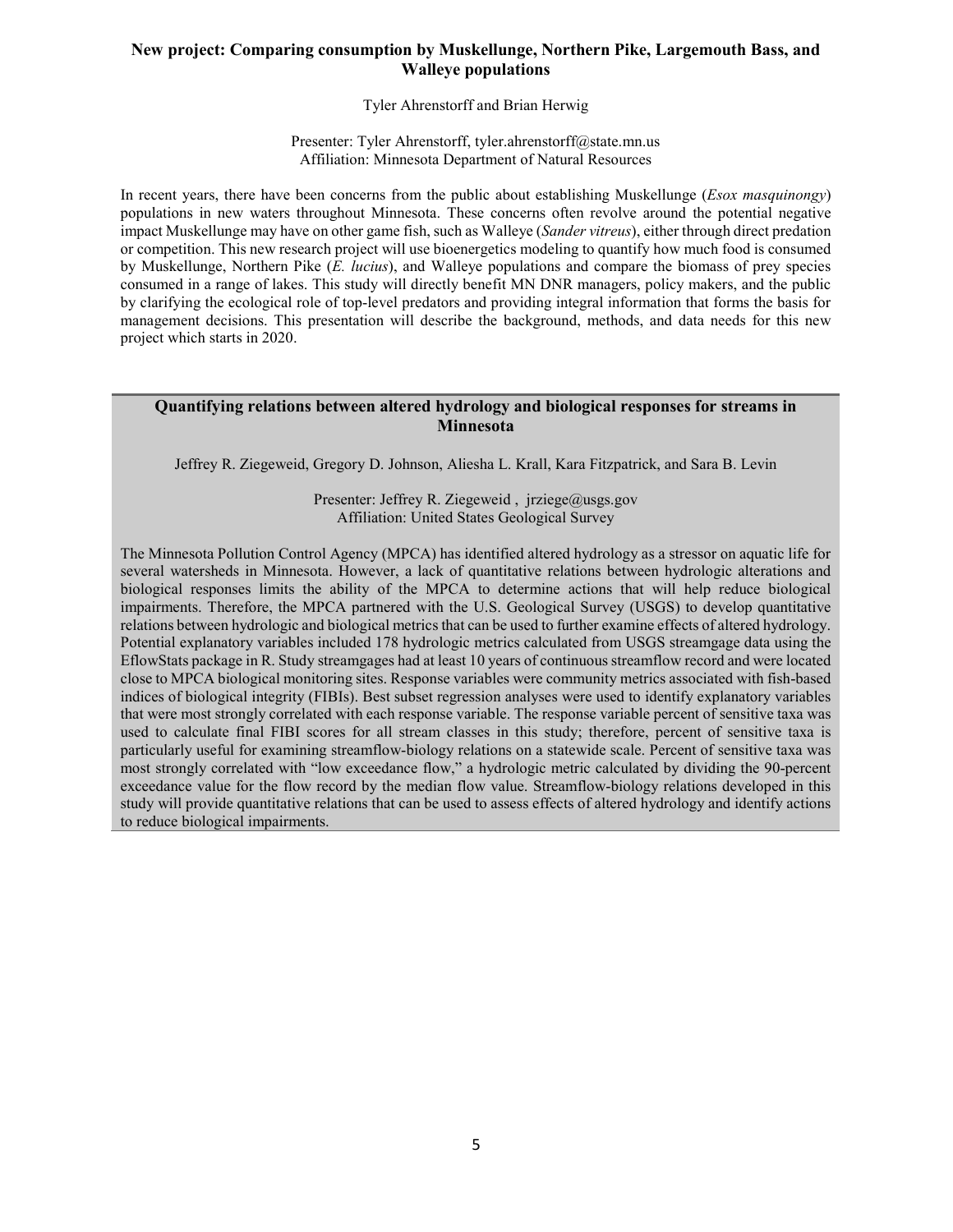## New project: Comparing consumption by Muskellunge, Northern Pike, Largemouth Bass, and Walleye populations

Tyler Ahrenstorff and Brian Herwig

Presenter: Tyler Ahrenstorff, tyler.ahrenstorff@state.mn.us
Affiliation: Minnesota Department of Natural Resources

In recent years, there have been concerns from the public about establishing Muskellunge (*Esox masquinongy*) populations in new waters throughout Minnesota. These concerns often revolve around the potential negative impact Muskellunge may have on other game fish, such as Walleye (*Sander vitreus*), either through direct predation or competition. This new research project will use bioenergetics modeling to quantify how much food is consumed by Muskellunge, Northern Pike (*E. lucius*), and Walleye populations and compare the biomass of prey species consumed in a range of lakes. This study will directly benefit MN DNR managers, policy makers, and the public by clarifying the ecological role of top-level predators and providing integral information that forms the basis for management decisions. This presentation will describe the background, methods, and data needs for this new project which starts in 2020.

## Quantifying relations between altered hydrology and biological responses for streams in Minnesota

Jeffrey R. Ziegeweid, Gregory D. Johnson, Aliesha L. Krall, Kara Fitzpatrick, and Sara B. Levin

Presenter: Jeffrey R. Ziegeweid , jrziege@usgs.gov
Affiliation: United States Geological Survey

The Minnesota Pollution Control Agency (MPCA) has identified altered hydrology as a stressor on aquatic life for several watersheds in Minnesota. However, a lack of quantitative relations between hydrologic alterations and biological responses limits the ability of the MPCA to determine actions that will help reduce biological impairments. Therefore, the MPCA partnered with the U.S. Geological Survey (USGS) to develop quantitative relations between hydrologic and biological metrics that can be used to further examine effects of altered hydrology. Potential explanatory variables included 178 hydrologic metrics calculated from USGS streamgage data using the EflowStats package in R. Study streamgages had at least 10 years of continuous streamflow record and were located close to MPCA biological monitoring sites. Response variables were community metrics associated with fish-based indices of biological integrity (FIBIs). Best subset regression analyses were used to identify explanatory variables that were most strongly correlated with each response variable. The response variable percent of sensitive taxa was used to calculate final FIBI scores for all stream classes in this study; therefore, percent of sensitive taxa is particularly useful for examining streamflow-biology relations on a statewide scale. Percent of sensitive taxa was most strongly correlated with "low exceedance flow," a hydrologic metric calculated by dividing the 90-percent exceedance value for the flow record by the median flow value. Streamflow-biology relations developed in this study will provide quantitative relations that can be used to assess effects of altered hydrology and identify actions to reduce biological impairments.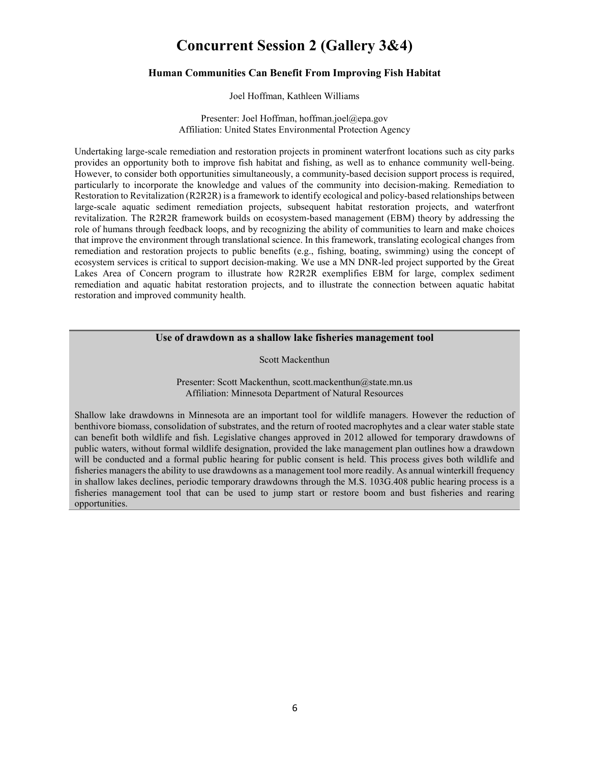# Concurrent Session 2 (Gallery 3&4)

### Human Communities Can Benefit From Improving Fish Habitat

Joel Hoffman, Kathleen Williams

Presenter: Joel Hoffman, hoffman.joel@epa.gov
Affiliation: United States Environmental Protection Agency

Undertaking large-scale remediation and restoration projects in prominent waterfront locations such as city parks provides an opportunity both to improve fish habitat and fishing, as well as to enhance community well-being. However, to consider both opportunities simultaneously, a community-based decision support process is required, particularly to incorporate the knowledge and values of the community into decision-making. Remediation to Restoration to Revitalization (R2R2R) is a framework to identify ecological and policy-based relationships between large-scale aquatic sediment remediation projects, subsequent habitat restoration projects, and waterfront revitalization. The R2R2R framework builds on ecosystem-based management (EBM) theory by addressing the role of humans through feedback loops, and by recognizing the ability of communities to learn and make choices that improve the environment through translational science. In this framework, translating ecological changes from remediation and restoration projects to public benefits (e.g., fishing, boating, swimming) using the concept of ecosystem services is critical to support decision-making. We use a MN DNR-led project supported by the Great Lakes Area of Concern program to illustrate how R2R2R exemplifies EBM for large, complex sediment remediation and aquatic habitat restoration projects, and to illustrate the connection between aquatic habitat restoration and improved community health.

### Use of drawdown as a shallow lake fisheries management tool

Scott Mackenthun

Presenter: Scott Mackenthun, scott.mackenthun@state.mn.us
Affiliation: Minnesota Department of Natural Resources

Shallow lake drawdowns in Minnesota are an important tool for wildlife managers. However the reduction of benthivore biomass, consolidation of substrates, and the return of rooted macrophytes and a clear water stable state can benefit both wildlife and fish. Legislative changes approved in 2012 allowed for temporary drawdowns of public waters, without formal wildlife designation, provided the lake management plan outlines how a drawdown will be conducted and a formal public hearing for public consent is held. This process gives both wildlife and fisheries managers the ability to use drawdowns as a management tool more readily. As annual winterkill frequency in shallow lakes declines, periodic temporary drawdowns through the M.S. 103G.408 public hearing process is a fisheries management tool that can be used to jump start or restore boom and bust fisheries and rearing opportunities.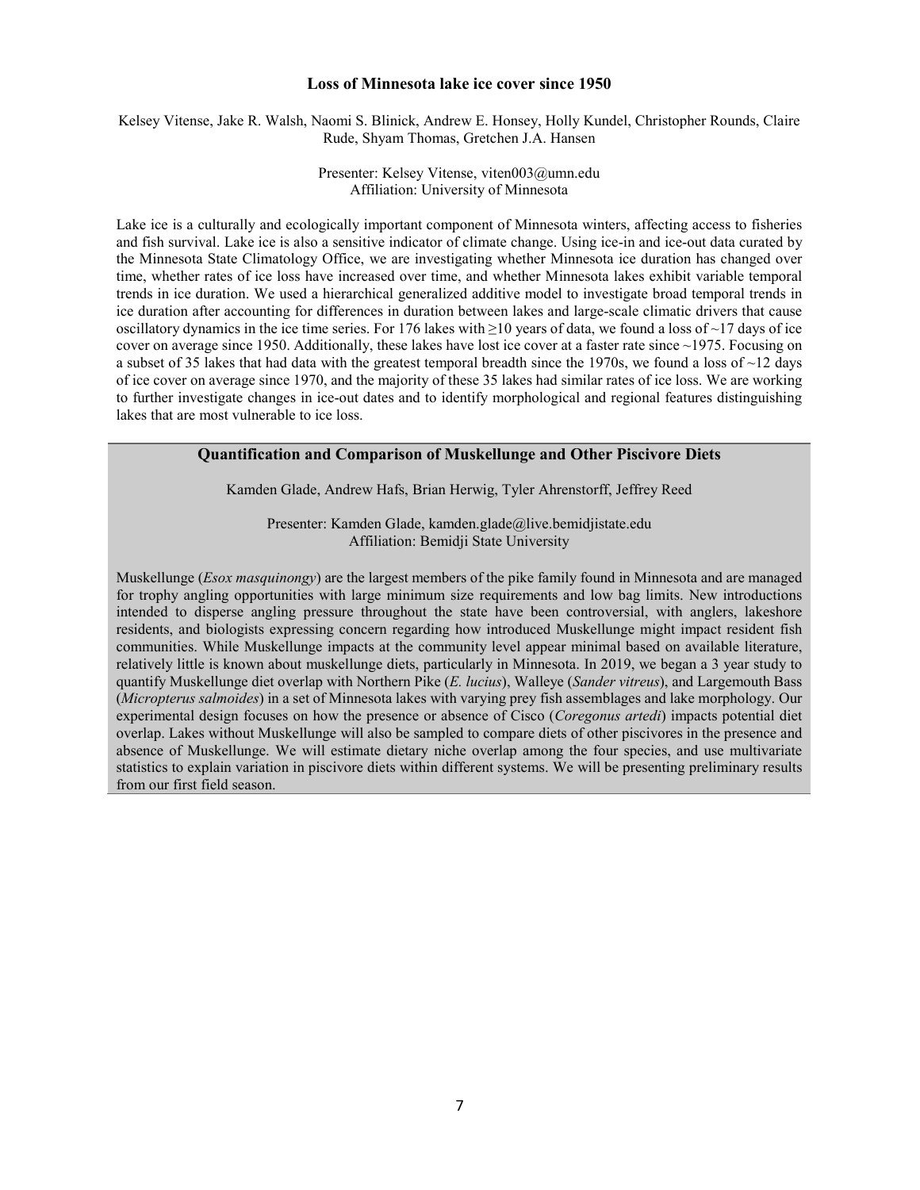### Loss of Minnesota lake ice cover since 1950

Kelsey Vitense, Jake R. Walsh, Naomi S. Blinick, Andrew E. Honsey, Holly Kundel, Christopher Rounds, Claire Rude, Shyam Thomas, Gretchen J.A. Hansen

Presenter: Kelsey Vitense, viten003@umn.edu
Affiliation: University of Minnesota

Lake ice is a culturally and ecologically important component of Minnesota winters, affecting access to fisheries and fish survival. Lake ice is also a sensitive indicator of climate change. Using ice-in and ice-out data curated by the Minnesota State Climatology Office, we are investigating whether Minnesota ice duration has changed over time, whether rates of ice loss have increased over time, and whether Minnesota lakes exhibit variable temporal trends in ice duration. We used a hierarchical generalized additive model to investigate broad temporal trends in ice duration after accounting for differences in duration between lakes and large-scale climatic drivers that cause oscillatory dynamics in the ice time series. For 176 lakes with ≥10 years of data, we found a loss of ~17 days of ice cover on average since 1950. Additionally, these lakes have lost ice cover at a faster rate since ~1975. Focusing on a subset of 35 lakes that had data with the greatest temporal breadth since the 1970s, we found a loss of ~12 days of ice cover on average since 1970, and the majority of these 35 lakes had similar rates of ice loss. We are working to further investigate changes in ice-out dates and to identify morphological and regional features distinguishing lakes that are most vulnerable to ice loss.

---

### Quantification and Comparison of Muskellunge and Other Piscivore Diets

Kamden Glade, Andrew Hafs, Brian Herwig, Tyler Ahrenstorff, Jeffrey Reed

Presenter: Kamden Glade, kamden.glade@live.bemidjistate.edu
Affiliation: Bemidji State University

Muskellunge (*Esox masquinongy*) are the largest members of the pike family found in Minnesota and are managed for trophy angling opportunities with large minimum size requirements and low bag limits. New introductions intended to disperse angling pressure throughout the state have been controversial, with anglers, lakeshore residents, and biologists expressing concern regarding how introduced Muskellunge might impact resident fish communities. While Muskellunge impacts at the community level appear minimal based on available literature, relatively little is known about muskellunge diets, particularly in Minnesota. In 2019, we began a 3 year study to quantify Muskellunge diet overlap with Northern Pike (*E. lucius*), Walleye (*Sander vitreus*), and Largemouth Bass (*Micropterus salmoides*) in a set of Minnesota lakes with varying prey fish assemblages and lake morphology. Our experimental design focuses on how the presence or absence of Cisco (*Coregonus artedi*) impacts potential diet overlap. Lakes without Muskellunge will also be sampled to compare diets of other piscivores in the presence and absence of Muskellunge. We will estimate dietary niche overlap among the four species, and use multivariate statistics to explain variation in piscivore diets within different systems. We will be presenting preliminary results from our first field season.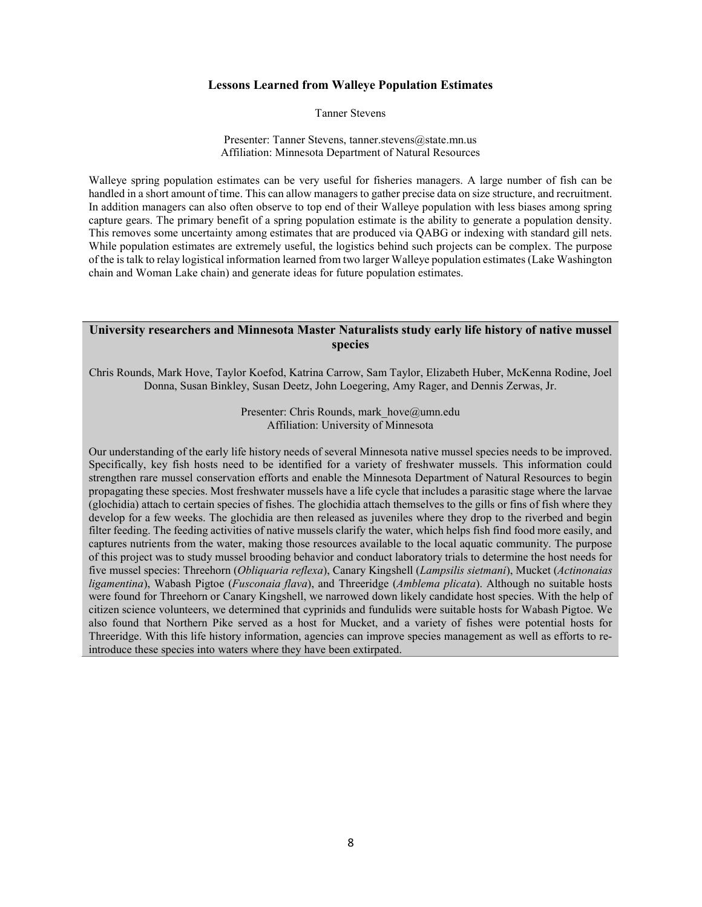### Lessons Learned from Walleye Population Estimates

Tanner Stevens

Presenter: Tanner Stevens, tanner.stevens@state.mn.us
Affiliation: Minnesota Department of Natural Resources

Walleye spring population estimates can be very useful for fisheries managers. A large number of fish can be handled in a short amount of time. This can allow managers to gather precise data on size structure, and recruitment. In addition managers can also often observe to top end of their Walleye population with less biases among spring capture gears. The primary benefit of a spring population estimate is the ability to generate a population density. This removes some uncertainty among estimates that are produced via QABG or indexing with standard gill nets. While population estimates are extremely useful, the logistics behind such projects can be complex. The purpose of the is talk to relay logistical information learned from two larger Walleye population estimates (Lake Washington chain and Woman Lake chain) and generate ideas for future population estimates.

### University researchers and Minnesota Master Naturalists study early life history of native mussel species

Chris Rounds, Mark Hove, Taylor Koefod, Katrina Carrow, Sam Taylor, Elizabeth Huber, McKenna Rodine, Joel Donna, Susan Binkley, Susan Deetz, John Loegering, Amy Rager, and Dennis Zerwas, Jr.

Presenter: Chris Rounds, mark_hove@umn.edu
Affiliation: University of Minnesota

Our understanding of the early life history needs of several Minnesota native mussel species needs to be improved. Specifically, key fish hosts need to be identified for a variety of freshwater mussels. This information could strengthen rare mussel conservation efforts and enable the Minnesota Department of Natural Resources to begin propagating these species. Most freshwater mussels have a life cycle that includes a parasitic stage where the larvae (glochidia) attach to certain species of fishes. The glochidia attach themselves to the gills or fins of fish where they develop for a few weeks. The glochidia are then released as juveniles where they drop to the riverbed and begin filter feeding. The feeding activities of native mussels clarify the water, which helps fish find food more easily, and captures nutrients from the water, making those resources available to the local aquatic community. The purpose of this project was to study mussel brooding behavior and conduct laboratory trials to determine the host needs for five mussel species: Threehorn (*Obliquaria reflexa*), Canary Kingshell (*Lampsilis sietmani*), Mucket (*Actinonaias ligamentina*), Wabash Pigtoe (*Fusconaia flava*), and Threeridge (*Amblema plicata*). Although no suitable hosts were found for Threehorn or Canary Kingshell, we narrowed down likely candidate host species. With the help of citizen science volunteers, we determined that cyprinids and fundulids were suitable hosts for Wabash Pigtoe. We also found that Northern Pike served as a host for Mucket, and a variety of fishes were potential hosts for Threeridge. With this life history information, agencies can improve species management as well as efforts to re-introduce these species into waters where they have been extirpated.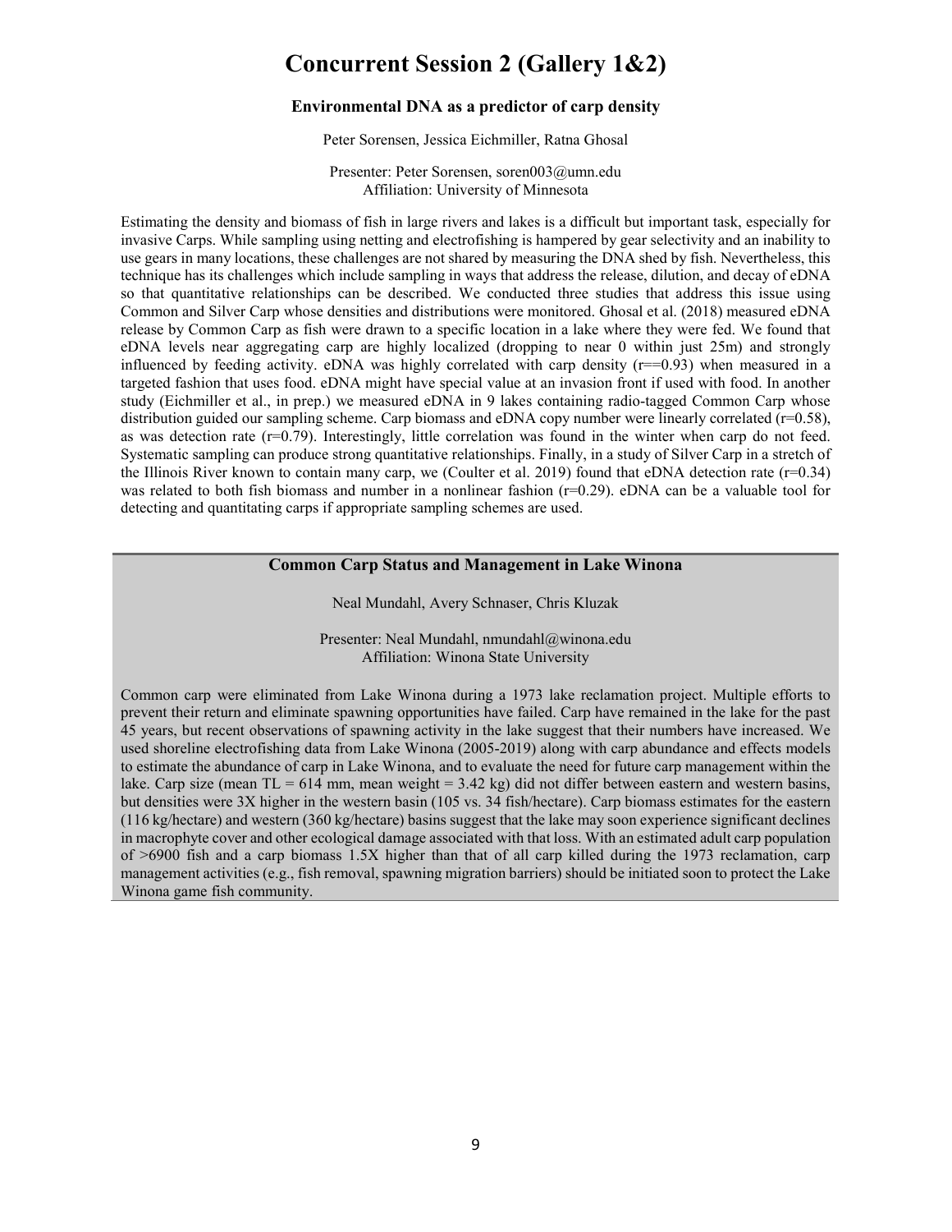# Concurrent Session 2 (Gallery 1&2)

### Environmental DNA as a predictor of carp density

Peter Sorensen, Jessica Eichmiller, Ratna Ghosal

Presenter: Peter Sorensen, soren003@umn.edu
Affiliation: University of Minnesota

Estimating the density and biomass of fish in large rivers and lakes is a difficult but important task, especially for invasive Carps. While sampling using netting and electrofishing is hampered by gear selectivity and an inability to use gears in many locations, these challenges are not shared by measuring the DNA shed by fish. Nevertheless, this technique has its challenges which include sampling in ways that address the release, dilution, and decay of eDNA so that quantitative relationships can be described. We conducted three studies that address this issue using Common and Silver Carp whose densities and distributions were monitored. Ghosal et al. (2018) measured eDNA release by Common Carp as fish were drawn to a specific location in a lake where they were fed. We found that eDNA levels near aggregating carp are highly localized (dropping to near 0 within just 25m) and strongly influenced by feeding activity. eDNA was highly correlated with carp density (r==0.93) when measured in a targeted fashion that uses food. eDNA might have special value at an invasion front if used with food. In another study (Eichmiller et al., in prep.) we measured eDNA in 9 lakes containing radio-tagged Common Carp whose distribution guided our sampling scheme. Carp biomass and eDNA copy number were linearly correlated (r=0.58), as was detection rate (r=0.79). Interestingly, little correlation was found in the winter when carp do not feed. Systematic sampling can produce strong quantitative relationships. Finally, in a study of Silver Carp in a stretch of the Illinois River known to contain many carp, we (Coulter et al. 2019) found that eDNA detection rate (r=0.34) was related to both fish biomass and number in a nonlinear fashion (r=0.29). eDNA can be a valuable tool for detecting and quantitating carps if appropriate sampling schemes are used.

### Common Carp Status and Management in Lake Winona

Neal Mundahl, Avery Schnaser, Chris Kluzak

Presenter: Neal Mundahl, nmundahl@winona.edu
Affiliation: Winona State University

Common carp were eliminated from Lake Winona during a 1973 lake reclamation project. Multiple efforts to prevent their return and eliminate spawning opportunities have failed. Carp have remained in the lake for the past 45 years, but recent observations of spawning activity in the lake suggest that their numbers have increased. We used shoreline electrofishing data from Lake Winona (2005-2019) along with carp abundance and effects models to estimate the abundance of carp in Lake Winona, and to evaluate the need for future carp management within the lake. Carp size (mean TL = 614 mm, mean weight = 3.42 kg) did not differ between eastern and western basins, but densities were 3X higher in the western basin (105 vs. 34 fish/hectare). Carp biomass estimates for the eastern (116 kg/hectare) and western (360 kg/hectare) basins suggest that the lake may soon experience significant declines in macrophyte cover and other ecological damage associated with that loss. With an estimated adult carp population of >6900 fish and a carp biomass 1.5X higher than that of all carp killed during the 1973 reclamation, carp management activities (e.g., fish removal, spawning migration barriers) should be initiated soon to protect the Lake Winona game fish community.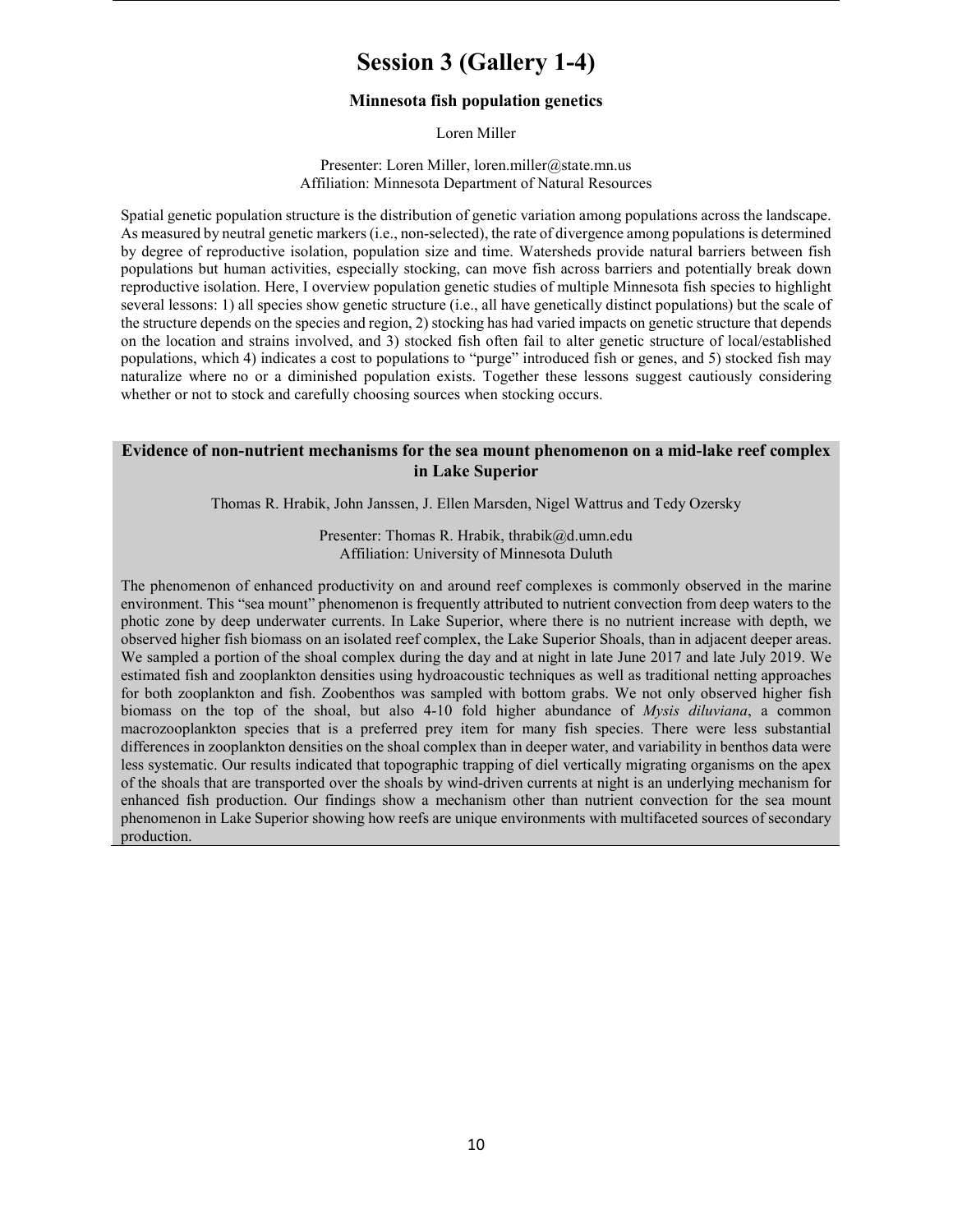# Session 3 (Gallery 1-4)

### Minnesota fish population genetics

Loren Miller

Presenter: Loren Miller, loren.miller@state.mn.us
Affiliation: Minnesota Department of Natural Resources

Spatial genetic population structure is the distribution of genetic variation among populations across the landscape. As measured by neutral genetic markers (i.e., non-selected), the rate of divergence among populations is determined by degree of reproductive isolation, population size and time. Watersheds provide natural barriers between fish populations but human activities, especially stocking, can move fish across barriers and potentially break down reproductive isolation. Here, I overview population genetic studies of multiple Minnesota fish species to highlight several lessons: 1) all species show genetic structure (i.e., all have genetically distinct populations) but the scale of the structure depends on the species and region, 2) stocking has had varied impacts on genetic structure that depends on the location and strains involved, and 3) stocked fish often fail to alter genetic structure of local/established populations, which 4) indicates a cost to populations to "purge" introduced fish or genes, and 5) stocked fish may naturalize where no or a diminished population exists. Together these lessons suggest cautiously considering whether or not to stock and carefully choosing sources when stocking occurs.

### Evidence of non-nutrient mechanisms for the sea mount phenomenon on a mid-lake reef complex in Lake Superior

Thomas R. Hrabik, John Janssen, J. Ellen Marsden, Nigel Wattrus and Tedy Ozersky

Presenter: Thomas R. Hrabik, thrabik@d.umn.edu
Affiliation: University of Minnesota Duluth

The phenomenon of enhanced productivity on and around reef complexes is commonly observed in the marine environment. This "sea mount" phenomenon is frequently attributed to nutrient convection from deep waters to the photic zone by deep underwater currents. In Lake Superior, where there is no nutrient increase with depth, we observed higher fish biomass on an isolated reef complex, the Lake Superior Shoals, than in adjacent deeper areas. We sampled a portion of the shoal complex during the day and at night in late June 2017 and late July 2019. We estimated fish and zooplankton densities using hydroacoustic techniques as well as traditional netting approaches for both zooplankton and fish. Zoobenthos was sampled with bottom grabs. We not only observed higher fish biomass on the top of the shoal, but also 4-10 fold higher abundance of *Mysis diluviana*, a common macrozooplankton species that is a preferred prey item for many fish species. There were less substantial differences in zooplankton densities on the shoal complex than in deeper water, and variability in benthos data were less systematic. Our results indicated that topographic trapping of diel vertically migrating organisms on the apex of the shoals that are transported over the shoals by wind-driven currents at night is an underlying mechanism for enhanced fish production. Our findings show a mechanism other than nutrient convection for the sea mount phenomenon in Lake Superior showing how reefs are unique environments with multifaceted sources of secondary production.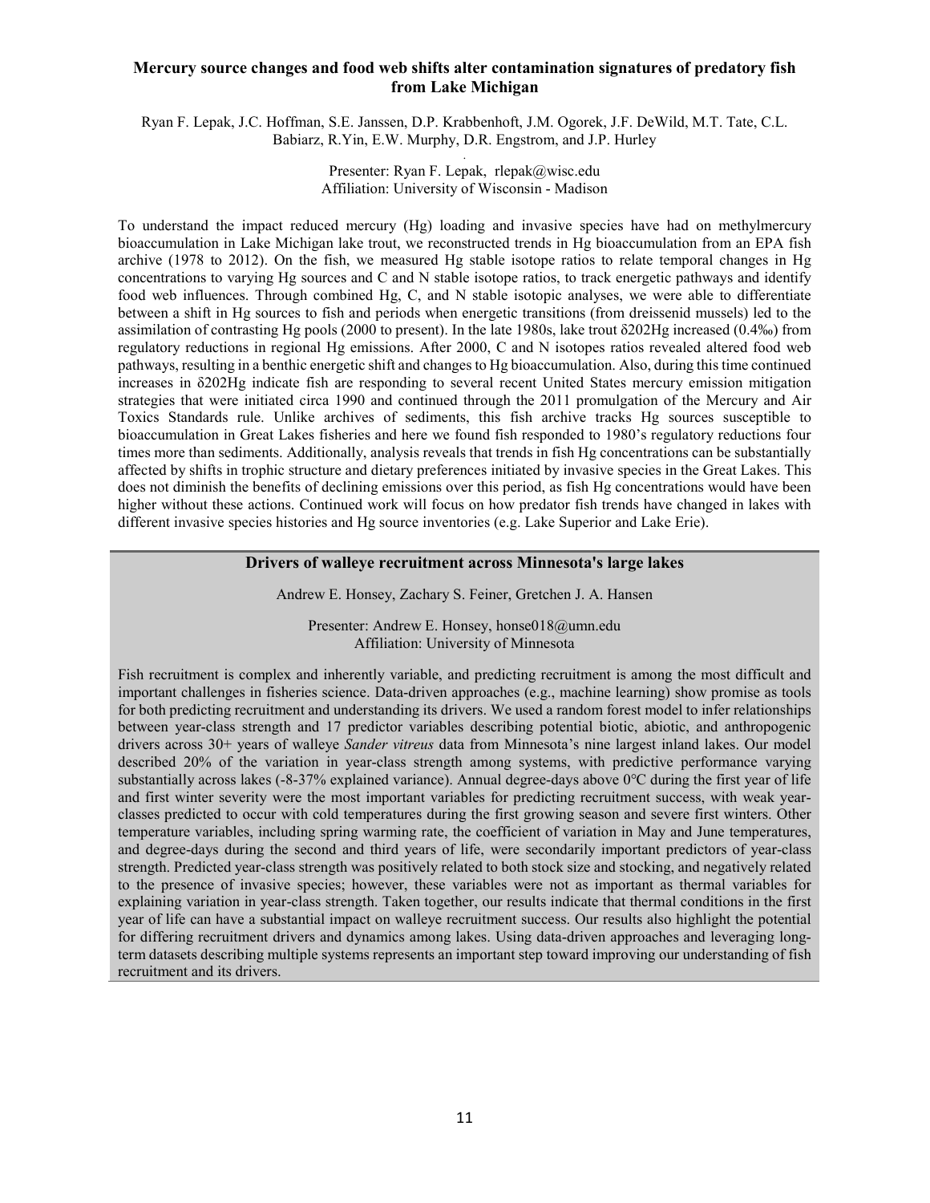## Mercury source changes and food web shifts alter contamination signatures of predatory fish from Lake Michigan

Ryan F. Lepak, J.C. Hoffman, S.E. Janssen, D.P. Krabbenhoft, J.M. Ogorek, J.F. DeWild, M.T. Tate, C.L. Babiarz, R.Yin, E.W. Murphy, D.R. Engstrom, and J.P. Hurley

Presenter: Ryan F. Lepak, rlepak@wisc.edu
Affiliation: University of Wisconsin - Madison

To understand the impact reduced mercury (Hg) loading and invasive species have had on methylmercury bioaccumulation in Lake Michigan lake trout, we reconstructed trends in Hg bioaccumulation from an EPA fish archive (1978 to 2012). On the fish, we measured Hg stable isotope ratios to relate temporal changes in Hg concentrations to varying Hg sources and C and N stable isotope ratios, to track energetic pathways and identify food web influences. Through combined Hg, C, and N stable isotopic analyses, we were able to differentiate between a shift in Hg sources to fish and periods when energetic transitions (from dreissenid mussels) led to the assimilation of contrasting Hg pools (2000 to present). In the late 1980s, lake trout $\delta^{202}$Hg increased (0.4‰) from regulatory reductions in regional Hg emissions. After 2000, C and N isotopes ratios revealed altered food web pathways, resulting in a benthic energetic shift and changes to Hg bioaccumulation. Also, during this time continued increases in $\delta^{202}$Hg indicate fish are responding to several recent United States mercury emission mitigation strategies that were initiated circa 1990 and continued through the 2011 promulgation of the Mercury and Air Toxics Standards rule. Unlike archives of sediments, this fish archive tracks Hg sources susceptible to bioaccumulation in Great Lakes fisheries and here we found fish responded to 1980's regulatory reductions four times more than sediments. Additionally, analysis reveals that trends in fish Hg concentrations can be substantially affected by shifts in trophic structure and dietary preferences initiated by invasive species in the Great Lakes. This does not diminish the benefits of declining emissions over this period, as fish Hg concentrations would have been higher without these actions. Continued work will focus on how predator fish trends have changed in lakes with different invasive species histories and Hg source inventories (e.g. Lake Superior and Lake Erie).

## Drivers of walleye recruitment across Minnesota's large lakes

Andrew E. Honsey, Zachary S. Feiner, Gretchen J. A. Hansen

Presenter: Andrew E. Honsey, honse018@umn.edu
Affiliation: University of Minnesota

Fish recruitment is complex and inherently variable, and predicting recruitment is among the most difficult and important challenges in fisheries science. Data-driven approaches (e.g., machine learning) show promise as tools for both predicting recruitment and understanding its drivers. We used a random forest model to infer relationships between year-class strength and 17 predictor variables describing potential biotic, abiotic, and anthropogenic drivers across 30+ years of walleye *Sander vitreus* data from Minnesota's nine largest inland lakes. Our model described 20% of the variation in year-class strength among systems, with predictive performance varying substantially across lakes (-8-37% explained variance). Annual degree-days above 0℃ during the first year of life and first winter severity were the most important variables for predicting recruitment success, with weak year-classes predicted to occur with cold temperatures during the first growing season and severe first winters. Other temperature variables, including spring warming rate, the coefficient of variation in May and June temperatures, and degree-days during the second and third years of life, were secondarily important predictors of year-class strength. Predicted year-class strength was positively related to both stock size and stocking, and negatively related to the presence of invasive species; however, these variables were not as important as thermal variables for explaining variation in year-class strength. Taken together, our results indicate that thermal conditions in the first year of life can have a substantial impact on walleye recruitment success. Our results also highlight the potential for differing recruitment drivers and dynamics among lakes. Using data-driven approaches and leveraging long-term datasets describing multiple systems represents an important step toward improving our understanding of fish recruitment and its drivers.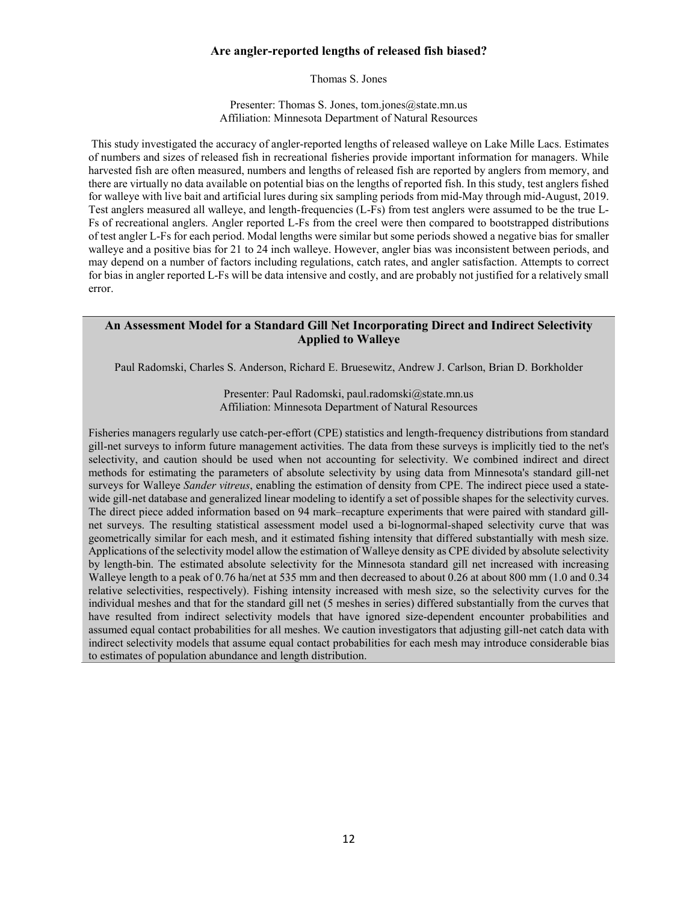## Are angler-reported lengths of released fish biased?

Thomas S. Jones

Presenter: Thomas S. Jones, tom.jones@state.mn.us
Affiliation: Minnesota Department of Natural Resources

This study investigated the accuracy of angler-reported lengths of released walleye on Lake Mille Lacs. Estimates of numbers and sizes of released fish in recreational fisheries provide important information for managers. While harvested fish are often measured, numbers and lengths of released fish are reported by anglers from memory, and there are virtually no data available on potential bias on the lengths of reported fish. In this study, test anglers fished for walleye with live bait and artificial lures during six sampling periods from mid-May through mid-August, 2019. Test anglers measured all walleye, and length-frequencies (L-Fs) from test anglers were assumed to be the true L-Fs of recreational anglers. Angler reported L-Fs from the creel were then compared to bootstrapped distributions of test angler L-Fs for each period. Modal lengths were similar but some periods showed a negative bias for smaller walleye and a positive bias for 21 to 24 inch walleye. However, angler bias was inconsistent between periods, and may depend on a number of factors including regulations, catch rates, and angler satisfaction. Attempts to correct for bias in angler reported L-Fs will be data intensive and costly, and are probably not justified for a relatively small error.

## An Assessment Model for a Standard Gill Net Incorporating Direct and Indirect Selectivity Applied to Walleye

Paul Radomski, Charles S. Anderson, Richard E. Bruesewitz, Andrew J. Carlson, Brian D. Borkholder

Presenter: Paul Radomski, paul.radomski@state.mn.us
Affiliation: Minnesota Department of Natural Resources

Fisheries managers regularly use catch-per-effort (CPE) statistics and length-frequency distributions from standard gill-net surveys to inform future management activities. The data from these surveys is implicitly tied to the net's selectivity, and caution should be used when not accounting for selectivity. We combined indirect and direct methods for estimating the parameters of absolute selectivity by using data from Minnesota's standard gill-net surveys for Walleye *Sander vitreus*, enabling the estimation of density from CPE. The indirect piece used a state-wide gill-net database and generalized linear modeling to identify a set of possible shapes for the selectivity curves. The direct piece added information based on 94 mark–recapture experiments that were paired with standard gill-net surveys. The resulting statistical assessment model used a bi-lognormal-shaped selectivity curve that was geometrically similar for each mesh, and it estimated fishing intensity that differed substantially with mesh size. Applications of the selectivity model allow the estimation of Walleye density as CPE divided by absolute selectivity by length-bin. The estimated absolute selectivity for the Minnesota standard gill net increased with increasing Walleye length to a peak of 0.76 ha/net at 535 mm and then decreased to about 0.26 at about 800 mm (1.0 and 0.34 relative selectivities, respectively). Fishing intensity increased with mesh size, so the selectivity curves for the individual meshes and that for the standard gill net (5 meshes in series) differed substantially from the curves that have resulted from indirect selectivity models that have ignored size-dependent encounter probabilities and assumed equal contact probabilities for all meshes. We caution investigators that adjusting gill-net catch data with indirect selectivity models that assume equal contact probabilities for each mesh may introduce considerable bias to estimates of population abundance and length distribution.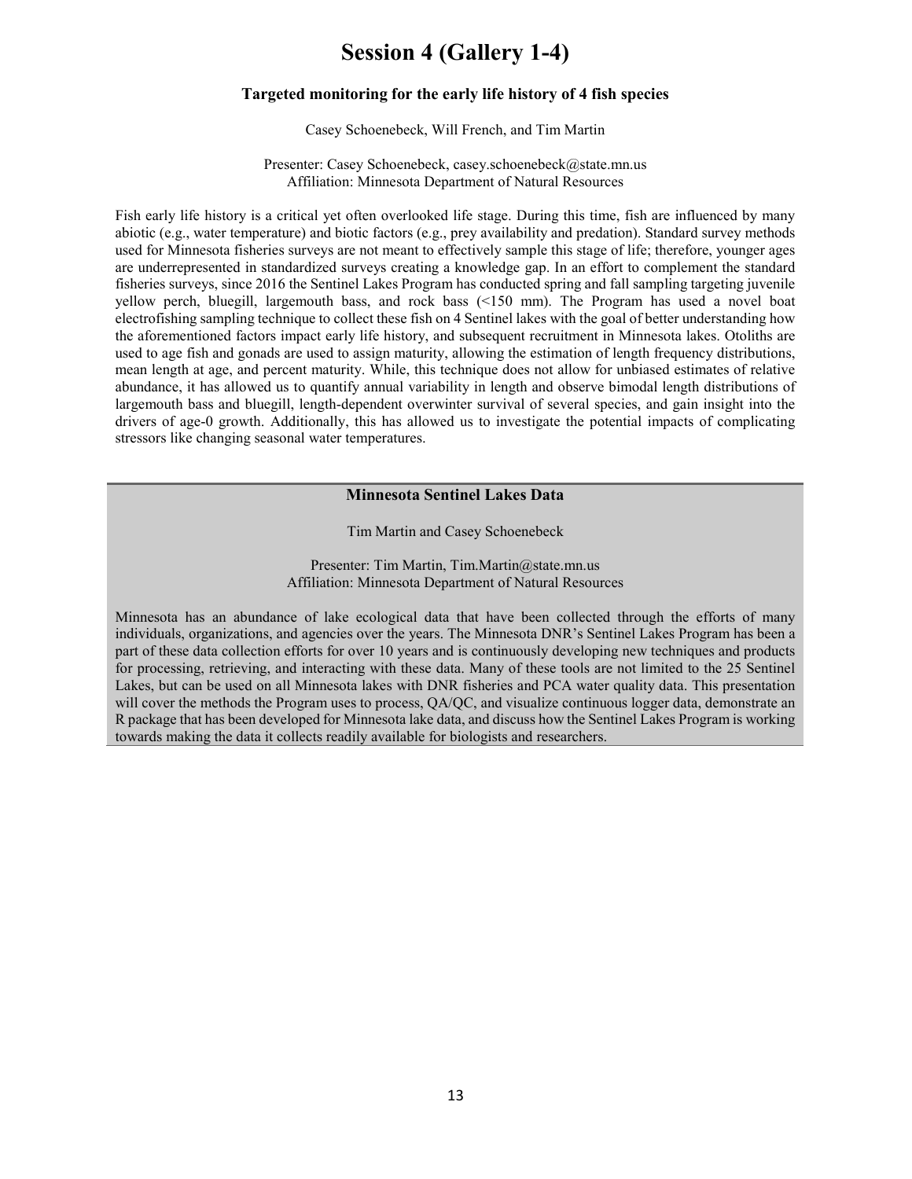# Session 4 (Gallery 1-4)

### Targeted monitoring for the early life history of 4 fish species

Casey Schoenebeck, Will French, and Tim Martin

Presenter: Casey Schoenebeck, casey.schoenebeck@state.mn.us
Affiliation: Minnesota Department of Natural Resources

Fish early life history is a critical yet often overlooked life stage. During this time, fish are influenced by many abiotic (e.g., water temperature) and biotic factors (e.g., prey availability and predation). Standard survey methods used for Minnesota fisheries surveys are not meant to effectively sample this stage of life; therefore, younger ages are underrepresented in standardized surveys creating a knowledge gap. In an effort to complement the standard fisheries surveys, since 2016 the Sentinel Lakes Program has conducted spring and fall sampling targeting juvenile yellow perch, bluegill, largemouth bass, and rock bass (<150 mm). The Program has used a novel boat electrofishing sampling technique to collect these fish on 4 Sentinel lakes with the goal of better understanding how the aforementioned factors impact early life history, and subsequent recruitment in Minnesota lakes. Otoliths are used to age fish and gonads are used to assign maturity, allowing the estimation of length frequency distributions, mean length at age, and percent maturity. While, this technique does not allow for unbiased estimates of relative abundance, it has allowed us to quantify annual variability in length and observe bimodal length distributions of largemouth bass and bluegill, length-dependent overwinter survival of several species, and gain insight into the drivers of age-0 growth. Additionally, this has allowed us to investigate the potential impacts of complicating stressors like changing seasonal water temperatures.

### Minnesota Sentinel Lakes Data

Tim Martin and Casey Schoenebeck

Presenter: Tim Martin, Tim.Martin@state.mn.us
Affiliation: Minnesota Department of Natural Resources

Minnesota has an abundance of lake ecological data that have been collected through the efforts of many individuals, organizations, and agencies over the years. The Minnesota DNR's Sentinel Lakes Program has been a part of these data collection efforts for over 10 years and is continuously developing new techniques and products for processing, retrieving, and interacting with these data. Many of these tools are not limited to the 25 Sentinel Lakes, but can be used on all Minnesota lakes with DNR fisheries and PCA water quality data. This presentation will cover the methods the Program uses to process, QA/QC, and visualize continuous logger data, demonstrate an R package that has been developed for Minnesota lake data, and discuss how the Sentinel Lakes Program is working towards making the data it collects readily available for biologists and researchers.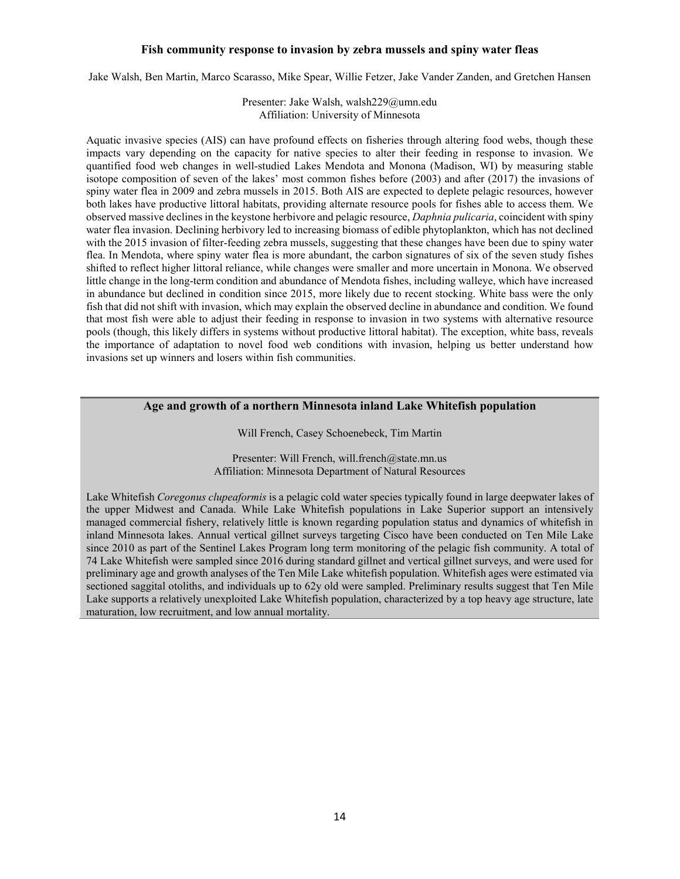### Fish community response to invasion by zebra mussels and spiny water fleas

Jake Walsh, Ben Martin, Marco Scarasso, Mike Spear, Willie Fetzer, Jake Vander Zanden, and Gretchen Hansen

Presenter: Jake Walsh, walsh229@umn.edu
Affiliation: University of Minnesota

Aquatic invasive species (AIS) can have profound effects on fisheries through altering food webs, though these impacts vary depending on the capacity for native species to alter their feeding in response to invasion. We quantified food web changes in well-studied Lakes Mendota and Monona (Madison, WI) by measuring stable isotope composition of seven of the lakes' most common fishes before (2003) and after (2017) the invasions of spiny water flea in 2009 and zebra mussels in 2015. Both AIS are expected to deplete pelagic resources, however both lakes have productive littoral habitats, providing alternate resource pools for fishes able to access them. We observed massive declines in the keystone herbivore and pelagic resource, *Daphnia pulicaria*, coincident with spiny water flea invasion. Declining herbivory led to increasing biomass of edible phytoplankton, which has not declined with the 2015 invasion of filter-feeding zebra mussels, suggesting that these changes have been due to spiny water flea. In Mendota, where spiny water flea is more abundant, the carbon signatures of six of the seven study fishes shifted to reflect higher littoral reliance, while changes were smaller and more uncertain in Monona. We observed little change in the long-term condition and abundance of Mendota fishes, including walleye, which have increased in abundance but declined in condition since 2015, more likely due to recent stocking. White bass were the only fish that did not shift with invasion, which may explain the observed decline in abundance and condition. We found that most fish were able to adjust their feeding in response to invasion in two systems with alternative resource pools (though, this likely differs in systems without productive littoral habitat). The exception, white bass, reveals the importance of adaptation to novel food web conditions with invasion, helping us better understand how invasions set up winners and losers within fish communities.

### Age and growth of a northern Minnesota inland Lake Whitefish population

Will French, Casey Schoenebeck, Tim Martin

Presenter: Will French, will.french@state.mn.us
Affiliation: Minnesota Department of Natural Resources

Lake Whitefish *Coregonus clupeaformis* is a pelagic cold water species typically found in large deepwater lakes of the upper Midwest and Canada. While Lake Whitefish populations in Lake Superior support an intensively managed commercial fishery, relatively little is known regarding population status and dynamics of whitefish in inland Minnesota lakes. Annual vertical gillnet surveys targeting Cisco have been conducted on Ten Mile Lake since 2010 as part of the Sentinel Lakes Program long term monitoring of the pelagic fish community. A total of 74 Lake Whitefish were sampled since 2016 during standard gillnet and vertical gillnet surveys, and were used for preliminary age and growth analyses of the Ten Mile Lake whitefish population. Whitefish ages were estimated via sectioned saggital otoliths, and individuals up to 62y old were sampled. Preliminary results suggest that Ten Mile Lake supports a relatively unexploited Lake Whitefish population, characterized by a top heavy age structure, late maturation, low recruitment, and low annual mortality.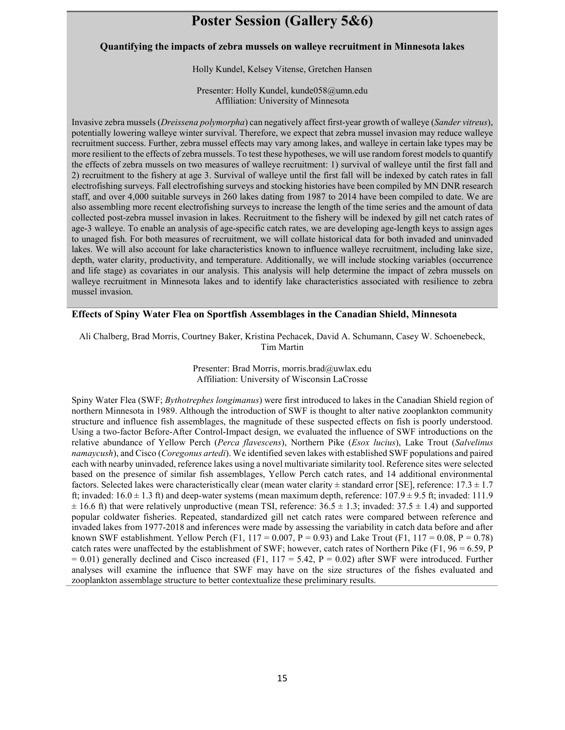# Poster Session (Gallery 5&6)

### Quantifying the impacts of zebra mussels on walleye recruitment in Minnesota lakes

Holly Kundel, Kelsey Vitense, Gretchen Hansen

Presenter: Holly Kundel, kunde058@umn.edu
Affiliation: University of Minnesota

Invasive zebra mussels (*Dreissena polymorpha*) can negatively affect first-year growth of walleye (*Sander vitreus*), potentially lowering walleye winter survival. Therefore, we expect that zebra mussel invasion may reduce walleye recruitment success. Further, zebra mussel effects may vary among lakes, and walleye in certain lake types may be more resilient to the effects of zebra mussels. To test these hypotheses, we will use random forest models to quantify the effects of zebra mussels on two measures of walleye recruitment: 1) survival of walleye until the first fall and 2) recruitment to the fishery at age 3. Survival of walleye until the first fall will be indexed by catch rates in fall electrofishing surveys. Fall electrofishing surveys and stocking histories have been compiled by MN DNR research staff, and over 4,000 suitable surveys in 260 lakes dating from 1987 to 2014 have been compiled to date. We are also assembling more recent electrofishing surveys to increase the length of the time series and the amount of data collected post-zebra mussel invasion in lakes. Recruitment to the fishery will be indexed by gill net catch rates of age-3 walleye. To enable an analysis of age-specific catch rates, we are developing age-length keys to assign ages to unaged fish. For both measures of recruitment, we will collate historical data for both invaded and uninvaded lakes. We will also account for lake characteristics known to influence walleye recruitment, including lake size, depth, water clarity, productivity, and temperature. Additionally, we will include stocking variables (occurrence and life stage) as covariates in our analysis. This analysis will help determine the impact of zebra mussels on walleye recruitment in Minnesota lakes and to identify lake characteristics associated with resilience to zebra mussel invasion.

### Effects of Spiny Water Flea on Sportfish Assemblages in the Canadian Shield, Minnesota

Ali Chalberg, Brad Morris, Courtney Baker, Kristina Pechacek, David A. Schumann, Casey W. Schoenebeck, Tim Martin

Presenter: Brad Morris, morris.brad@uwlax.edu
Affiliation: University of Wisconsin LaCrosse

Spiny Water Flea (SWF; *Bythotrephes longimanus*) were first introduced to lakes in the Canadian Shield region of northern Minnesota in 1989. Although the introduction of SWF is thought to alter native zooplankton community structure and influence fish assemblages, the magnitude of these suspected effects on fish is poorly understood. Using a two-factor Before-After Control-Impact design, we evaluated the influence of SWF introductions on the relative abundance of Yellow Perch (*Perca flavescens*), Northern Pike (*Esox lucius*), Lake Trout (*Salvelinus namaycush*), and Cisco (*Coregonus artedi*). We identified seven lakes with established SWF populations and paired each with nearby uninvaded, reference lakes using a novel multivariate similarity tool. Reference sites were selected based on the presence of similar fish assemblages, Yellow Perch catch rates, and 14 additional environmental factors. Selected lakes were characteristically clear (mean water clarity ± standard error [SE], reference: 17.3 ± 1.7 ft; invaded: 16.0 ± 1.3 ft) and deep-water systems (mean maximum depth, reference: 107.9 ± 9.5 ft; invaded: 111.9 ± 16.6 ft) that were relatively unproductive (mean TSI, reference: 36.5 ± 1.3; invaded: 37.5 ± 1.4) and supported popular coldwater fisheries. Repeated, standardized gill net catch rates were compared between reference and invaded lakes from 1977-2018 and inferences were made by assessing the variability in catch data before and after known SWF establishment. Yellow Perch ($F_{1,\,117} = 0.007$, $P = 0.93$) and Lake Trout ($F_{1,\,117} = 0.08$, $P = 0.78$) catch rates were unaffected by the establishment of SWF; however, catch rates of Northern Pike ($F_{1,\,96} = 6.59$, $P = 0.01$) generally declined and Cisco increased ($F_{1,\,117} = 5.42$, $P = 0.02$) after SWF were introduced. Further analyses will examine the influence that SWF may have on the size structures of the fishes evaluated and zooplankton assemblage structure to better contextualize these preliminary results.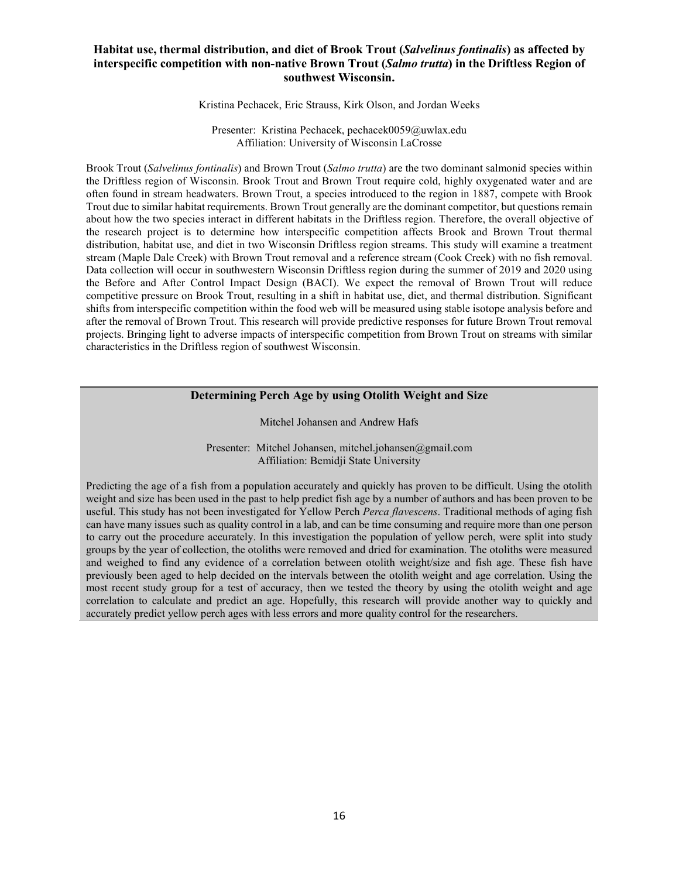## Habitat use, thermal distribution, and diet of Brook Trout (*Salvelinus fontinalis*) as affected by interspecific competition with non-native Brown Trout (*Salmo trutta*) in the Driftless Region of southwest Wisconsin.

Kristina Pechacek, Eric Strauss, Kirk Olson, and Jordan Weeks

Presenter: Kristina Pechacek, pechacek0059@uwlax.edu
Affiliation: University of Wisconsin LaCrosse

Brook Trout (*Salvelinus fontinalis*) and Brown Trout (*Salmo trutta*) are the two dominant salmonid species within the Driftless region of Wisconsin. Brook Trout and Brown Trout require cold, highly oxygenated water and are often found in stream headwaters. Brown Trout, a species introduced to the region in 1887, compete with Brook Trout due to similar habitat requirements. Brown Trout generally are the dominant competitor, but questions remain about how the two species interact in different habitats in the Driftless region. Therefore, the overall objective of the research project is to determine how interspecific competition affects Brook and Brown Trout thermal distribution, habitat use, and diet in two Wisconsin Driftless region streams. This study will examine a treatment stream (Maple Dale Creek) with Brown Trout removal and a reference stream (Cook Creek) with no fish removal. Data collection will occur in southwestern Wisconsin Driftless region during the summer of 2019 and 2020 using the Before and After Control Impact Design (BACI). We expect the removal of Brown Trout will reduce competitive pressure on Brook Trout, resulting in a shift in habitat use, diet, and thermal distribution. Significant shifts from interspecific competition within the food web will be measured using stable isotope analysis before and after the removal of Brown Trout. This research will provide predictive responses for future Brown Trout removal projects. Bringing light to adverse impacts of interspecific competition from Brown Trout on streams with similar characteristics in the Driftless region of southwest Wisconsin.

## Determining Perch Age by using Otolith Weight and Size

Mitchel Johansen and Andrew Hafs

Presenter: Mitchel Johansen, mitchel.johansen@gmail.com
Affiliation: Bemidji State University

Predicting the age of a fish from a population accurately and quickly has proven to be difficult. Using the otolith weight and size has been used in the past to help predict fish age by a number of authors and has been proven to be useful. This study has not been investigated for Yellow Perch *Perca flavescens*. Traditional methods of aging fish can have many issues such as quality control in a lab, and can be time consuming and require more than one person to carry out the procedure accurately. In this investigation the population of yellow perch, were split into study groups by the year of collection, the otoliths were removed and dried for examination. The otoliths were measured and weighed to find any evidence of a correlation between otolith weight/size and fish age. These fish have previously been aged to help decided on the intervals between the otolith weight and age correlation. Using the most recent study group for a test of accuracy, then we tested the theory by using the otolith weight and age correlation to calculate and predict an age. Hopefully, this research will provide another way to quickly and accurately predict yellow perch ages with less errors and more quality control for the researchers.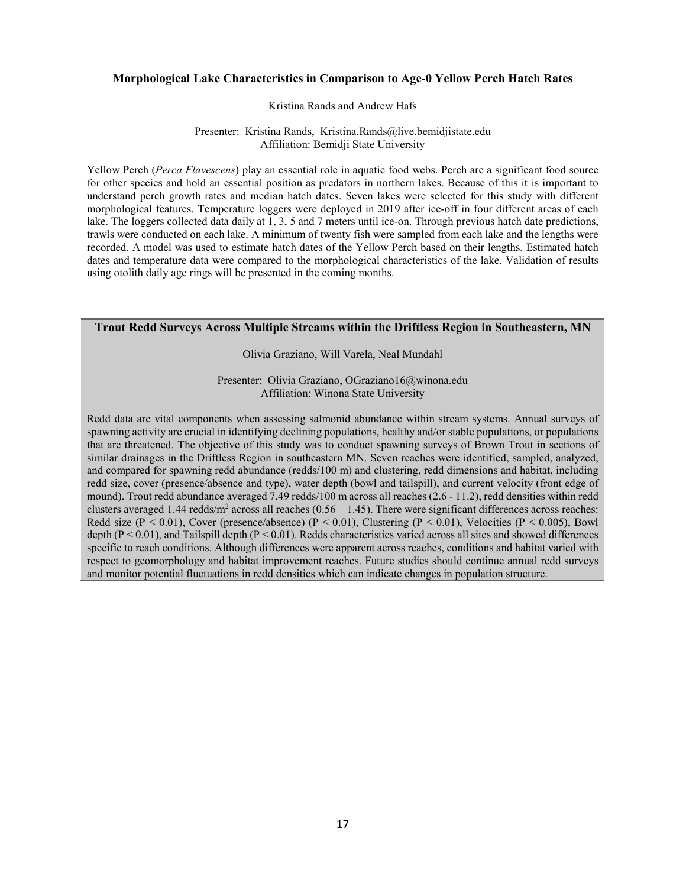### Morphological Lake Characteristics in Comparison to Age-0 Yellow Perch Hatch Rates

Kristina Rands and Andrew Hafs

Presenter: Kristina Rands, Kristina.Rands@live.bemidjistate.edu
Affiliation: Bemidji State University

Yellow Perch (*Perca Flavescens*) play an essential role in aquatic food webs. Perch are a significant food source for other species and hold an essential position as predators in northern lakes. Because of this it is important to understand perch growth rates and median hatch dates. Seven lakes were selected for this study with different morphological features. Temperature loggers were deployed in 2019 after ice-off in four different areas of each lake. The loggers collected data daily at 1, 3, 5 and 7 meters until ice-on. Through previous hatch date predictions, trawls were conducted on each lake. A minimum of twenty fish were sampled from each lake and the lengths were recorded. A model was used to estimate hatch dates of the Yellow Perch based on their lengths. Estimated hatch dates and temperature data were compared to the morphological characteristics of the lake. Validation of results using otolith daily age rings will be presented in the coming months.

### Trout Redd Surveys Across Multiple Streams within the Driftless Region in Southeastern, MN

Olivia Graziano, Will Varela, Neal Mundahl

Presenter: Olivia Graziano, OGraziano16@winona.edu
Affiliation: Winona State University

Redd data are vital components when assessing salmonid abundance within stream systems. Annual surveys of spawning activity are crucial in identifying declining populations, healthy and/or stable populations, or populations that are threatened. The objective of this study was to conduct spawning surveys of Brown Trout in sections of similar drainages in the Driftless Region in southeastern MN. Seven reaches were identified, sampled, analyzed, and compared for spawning redd abundance (redds/100 m) and clustering, redd dimensions and habitat, including redd size, cover (presence/absence and type), water depth (bowl and tailspill), and current velocity (front edge of mound). Trout redd abundance averaged 7.49 redds/100 m across all reaches (2.6 - 11.2), redd densities within redd clusters averaged 1.44 redds/$m^2$ across all reaches (0.56 – 1.45). There were significant differences across reaches: Redd size ($P < 0.01$), Cover (presence/absence) ($P < 0.01$), Clustering ($P < 0.01$), Velocities ($P < 0.005$), Bowl depth ($P < 0.01$), and Tailspill depth ($P < 0.01$). Redds characteristics varied across all sites and showed differences specific to reach conditions. Although differences were apparent across reaches, conditions and habitat varied with respect to geomorphology and habitat improvement reaches. Future studies should continue annual redd surveys and monitor potential fluctuations in redd densities which can indicate changes in population structure.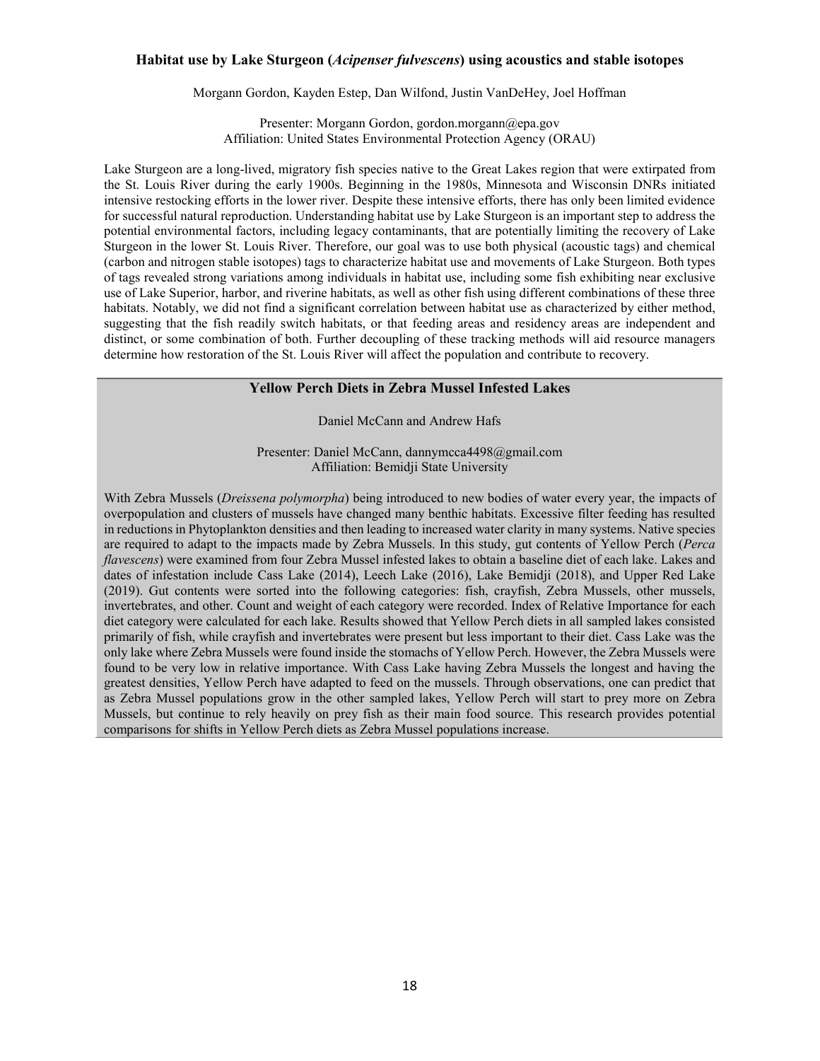### Habitat use by Lake Sturgeon (*Acipenser fulvescens*) using acoustics and stable isotopes

Morgann Gordon, Kayden Estep, Dan Wilfond, Justin VanDeHey, Joel Hoffman

Presenter: Morgann Gordon, gordon.morgann@epa.gov
Affiliation: United States Environmental Protection Agency (ORAU)

Lake Sturgeon are a long-lived, migratory fish species native to the Great Lakes region that were extirpated from the St. Louis River during the early 1900s. Beginning in the 1980s, Minnesota and Wisconsin DNRs initiated intensive restocking efforts in the lower river. Despite these intensive efforts, there has only been limited evidence for successful natural reproduction. Understanding habitat use by Lake Sturgeon is an important step to address the potential environmental factors, including legacy contaminants, that are potentially limiting the recovery of Lake Sturgeon in the lower St. Louis River. Therefore, our goal was to use both physical (acoustic tags) and chemical (carbon and nitrogen stable isotopes) tags to characterize habitat use and movements of Lake Sturgeon. Both types of tags revealed strong variations among individuals in habitat use, including some fish exhibiting near exclusive use of Lake Superior, harbor, and riverine habitats, as well as other fish using different combinations of these three habitats. Notably, we did not find a significant correlation between habitat use as characterized by either method, suggesting that the fish readily switch habitats, or that feeding areas and residency areas are independent and distinct, or some combination of both. Further decoupling of these tracking methods will aid resource managers determine how restoration of the St. Louis River will affect the population and contribute to recovery.

### Yellow Perch Diets in Zebra Mussel Infested Lakes

Daniel McCann and Andrew Hafs

Presenter: Daniel McCann, dannymcca4498@gmail.com
Affiliation: Bemidji State University

With Zebra Mussels (*Dreissena polymorpha*) being introduced to new bodies of water every year, the impacts of overpopulation and clusters of mussels have changed many benthic habitats. Excessive filter feeding has resulted in reductions in Phytoplankton densities and then leading to increased water clarity in many systems. Native species are required to adapt to the impacts made by Zebra Mussels. In this study, gut contents of Yellow Perch (*Perca flavescens*) were examined from four Zebra Mussel infested lakes to obtain a baseline diet of each lake. Lakes and dates of infestation include Cass Lake (2014), Leech Lake (2016), Lake Bemidji (2018), and Upper Red Lake (2019). Gut contents were sorted into the following categories: fish, crayfish, Zebra Mussels, other mussels, invertebrates, and other. Count and weight of each category were recorded. Index of Relative Importance for each diet category were calculated for each lake. Results showed that Yellow Perch diets in all sampled lakes consisted primarily of fish, while crayfish and invertebrates were present but less important to their diet. Cass Lake was the only lake where Zebra Mussels were found inside the stomachs of Yellow Perch. However, the Zebra Mussels were found to be very low in relative importance. With Cass Lake having Zebra Mussels the longest and having the greatest densities, Yellow Perch have adapted to feed on the mussels. Through observations, one can predict that as Zebra Mussel populations grow in the other sampled lakes, Yellow Perch will start to prey more on Zebra Mussels, but continue to rely heavily on prey fish as their main food source. This research provides potential comparisons for shifts in Yellow Perch diets as Zebra Mussel populations increase.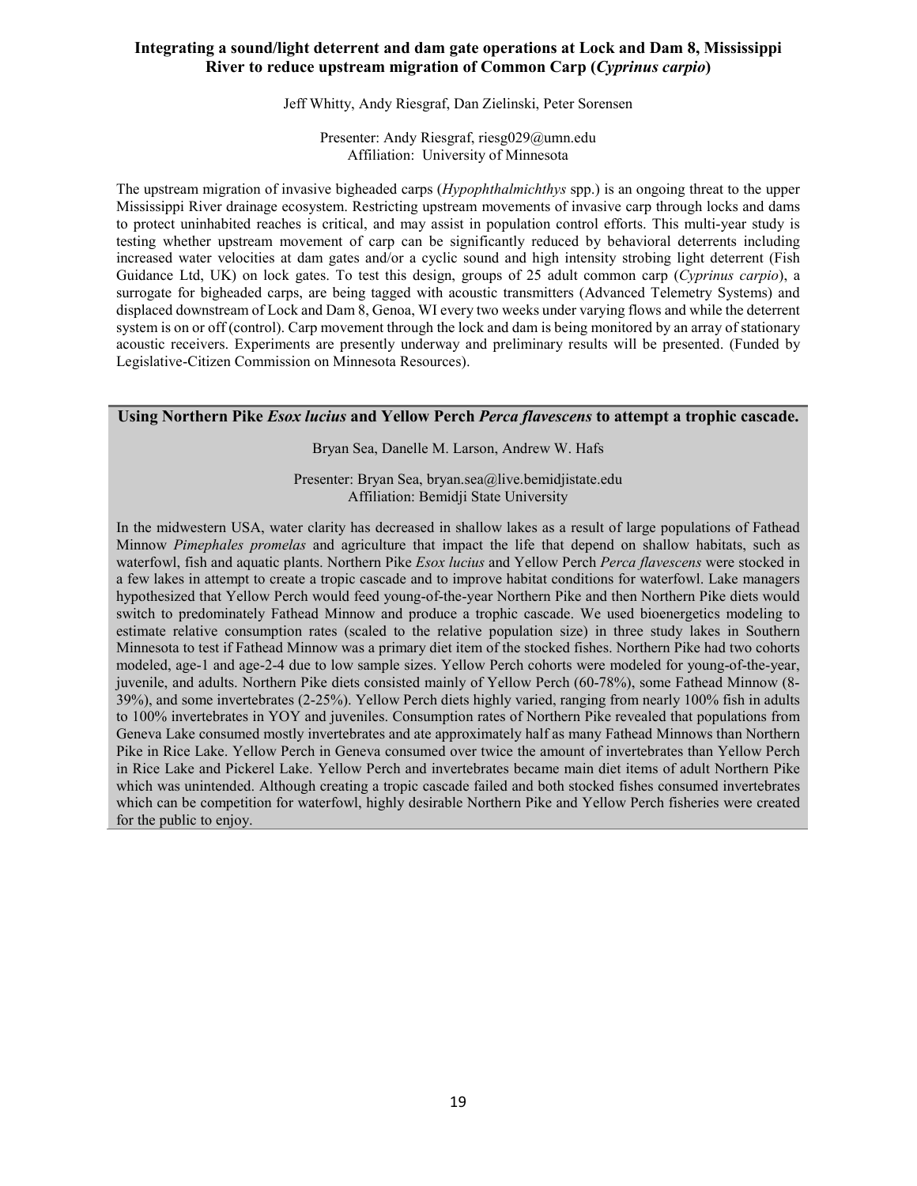## Integrating a sound/light deterrent and dam gate operations at Lock and Dam 8, Mississippi River to reduce upstream migration of Common Carp (*Cyprinus carpio*)

Jeff Whitty, Andy Riesgraf, Dan Zielinski, Peter Sorensen

Presenter: Andy Riesgraf, riesg029@umn.edu
Affiliation: University of Minnesota

The upstream migration of invasive bigheaded carps (*Hypophthalmichthys* spp.) is an ongoing threat to the upper Mississippi River drainage ecosystem. Restricting upstream movements of invasive carp through locks and dams to protect uninhabited reaches is critical, and may assist in population control efforts. This multi-year study is testing whether upstream movement of carp can be significantly reduced by behavioral deterrents including increased water velocities at dam gates and/or a cyclic sound and high intensity strobing light deterrent (Fish Guidance Ltd, UK) on lock gates. To test this design, groups of 25 adult common carp (*Cyprinus carpio*), a surrogate for bigheaded carps, are being tagged with acoustic transmitters (Advanced Telemetry Systems) and displaced downstream of Lock and Dam 8, Genoa, WI every two weeks under varying flows and while the deterrent system is on or off (control). Carp movement through the lock and dam is being monitored by an array of stationary acoustic receivers. Experiments are presently underway and preliminary results will be presented. (Funded by Legislative-Citizen Commission on Minnesota Resources).

## Using Northern Pike *Esox lucius* and Yellow Perch *Perca flavescens* to attempt a trophic cascade.

Bryan Sea, Danelle M. Larson, Andrew W. Hafs

Presenter: Bryan Sea, bryan.sea@live.bemidjistate.edu
Affiliation: Bemidji State University

In the midwestern USA, water clarity has decreased in shallow lakes as a result of large populations of Fathead Minnow *Pimephales promelas* and agriculture that impact the life that depend on shallow habitats, such as waterfowl, fish and aquatic plants. Northern Pike *Esox lucius* and Yellow Perch *Perca flavescens* were stocked in a few lakes in attempt to create a tropic cascade and to improve habitat conditions for waterfowl. Lake managers hypothesized that Yellow Perch would feed young-of-the-year Northern Pike and then Northern Pike diets would switch to predominately Fathead Minnow and produce a trophic cascade. We used bioenergetics modeling to estimate relative consumption rates (scaled to the relative population size) in three study lakes in Southern Minnesota to test if Fathead Minnow was a primary diet item of the stocked fishes. Northern Pike had two cohorts modeled, age-1 and age-2-4 due to low sample sizes. Yellow Perch cohorts were modeled for young-of-the-year, juvenile, and adults. Northern Pike diets consisted mainly of Yellow Perch (60-78%), some Fathead Minnow (8-39%), and some invertebrates (2-25%). Yellow Perch diets highly varied, ranging from nearly 100% fish in adults to 100% invertebrates in YOY and juveniles. Consumption rates of Northern Pike revealed that populations from Geneva Lake consumed mostly invertebrates and ate approximately half as many Fathead Minnows than Northern Pike in Rice Lake. Yellow Perch in Geneva consumed over twice the amount of invertebrates than Yellow Perch in Rice Lake and Pickerel Lake. Yellow Perch and invertebrates became main diet items of adult Northern Pike which was unintended. Although creating a tropic cascade failed and both stocked fishes consumed invertebrates which can be competition for waterfowl, highly desirable Northern Pike and Yellow Perch fisheries were created for the public to enjoy.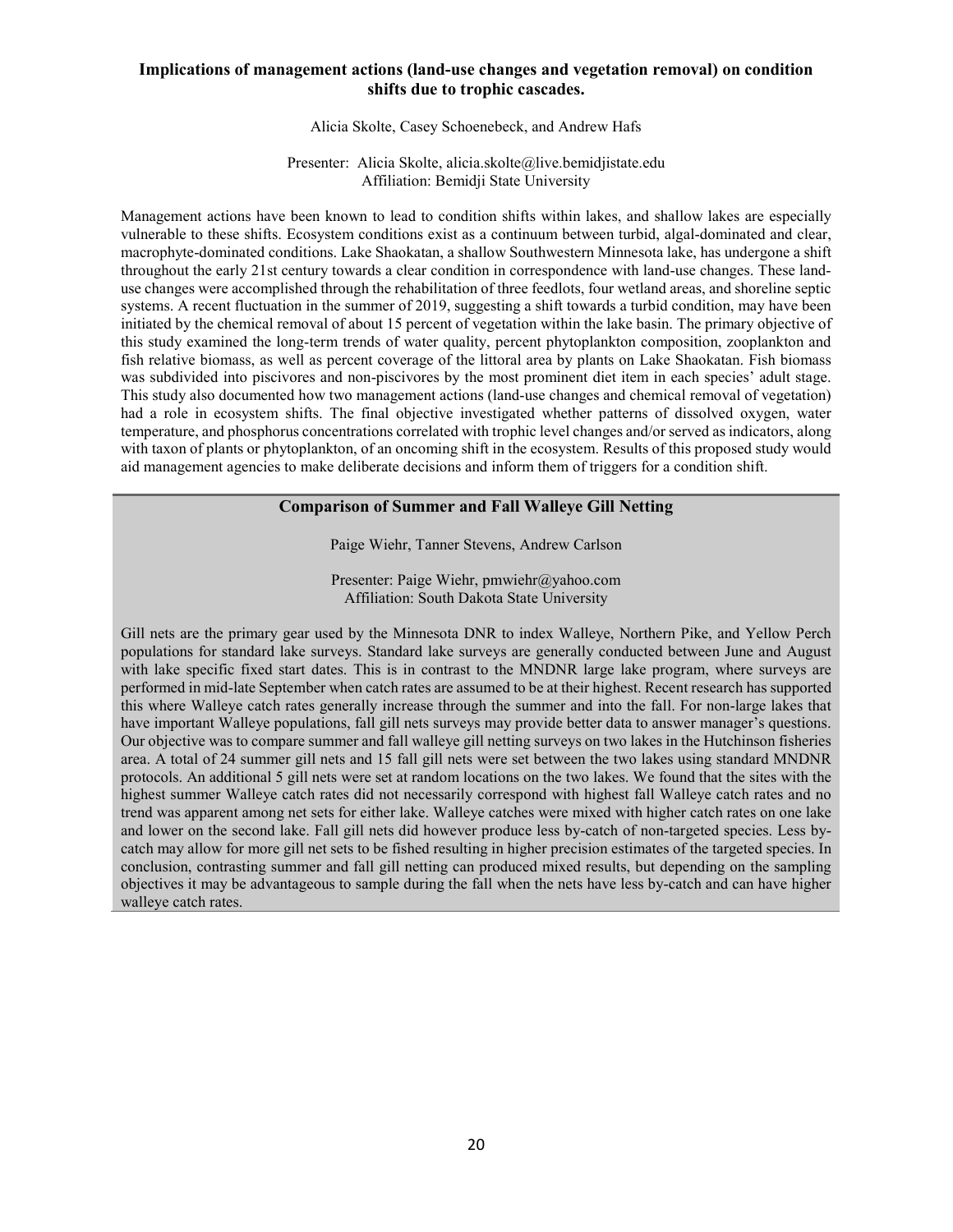### Implications of management actions (land-use changes and vegetation removal) on condition shifts due to trophic cascades.

Alicia Skolte, Casey Schoenebeck, and Andrew Hafs

Presenter: Alicia Skolte, alicia.skolte@live.bemidjistate.edu
Affiliation: Bemidji State University

Management actions have been known to lead to condition shifts within lakes, and shallow lakes are especially vulnerable to these shifts. Ecosystem conditions exist as a continuum between turbid, algal-dominated and clear, macrophyte-dominated conditions. Lake Shaokatan, a shallow Southwestern Minnesota lake, has undergone a shift throughout the early 21st century towards a clear condition in correspondence with land-use changes. These land-use changes were accomplished through the rehabilitation of three feedlots, four wetland areas, and shoreline septic systems. A recent fluctuation in the summer of 2019, suggesting a shift towards a turbid condition, may have been initiated by the chemical removal of about 15 percent of vegetation within the lake basin. The primary objective of this study examined the long-term trends of water quality, percent phytoplankton composition, zooplankton and fish relative biomass, as well as percent coverage of the littoral area by plants on Lake Shaokatan. Fish biomass was subdivided into piscivores and non-piscivores by the most prominent diet item in each species' adult stage. This study also documented how two management actions (land-use changes and chemical removal of vegetation) had a role in ecosystem shifts. The final objective investigated whether patterns of dissolved oxygen, water temperature, and phosphorus concentrations correlated with trophic level changes and/or served as indicators, along with taxon of plants or phytoplankton, of an oncoming shift in the ecosystem. Results of this proposed study would aid management agencies to make deliberate decisions and inform them of triggers for a condition shift.

### Comparison of Summer and Fall Walleye Gill Netting

Paige Wiehr, Tanner Stevens, Andrew Carlson

Presenter: Paige Wiehr, pmwiehr@yahoo.com
Affiliation: South Dakota State University

Gill nets are the primary gear used by the Minnesota DNR to index Walleye, Northern Pike, and Yellow Perch populations for standard lake surveys. Standard lake surveys are generally conducted between June and August with lake specific fixed start dates. This is in contrast to the MNDNR large lake program, where surveys are performed in mid-late September when catch rates are assumed to be at their highest. Recent research has supported this where Walleye catch rates generally increase through the summer and into the fall. For non-large lakes that have important Walleye populations, fall gill nets surveys may provide better data to answer manager's questions. Our objective was to compare summer and fall walleye gill netting surveys on two lakes in the Hutchinson fisheries area. A total of 24 summer gill nets and 15 fall gill nets were set between the two lakes using standard MNDNR protocols. An additional 5 gill nets were set at random locations on the two lakes. We found that the sites with the highest summer Walleye catch rates did not necessarily correspond with highest fall Walleye catch rates and no trend was apparent among net sets for either lake. Walleye catches were mixed with higher catch rates on one lake and lower on the second lake. Fall gill nets did however produce less by-catch of non-targeted species. Less by-catch may allow for more gill net sets to be fished resulting in higher precision estimates of the targeted species. In conclusion, contrasting summer and fall gill netting can produced mixed results, but depending on the sampling objectives it may be advantageous to sample during the fall when the nets have less by-catch and can have higher walleye catch rates.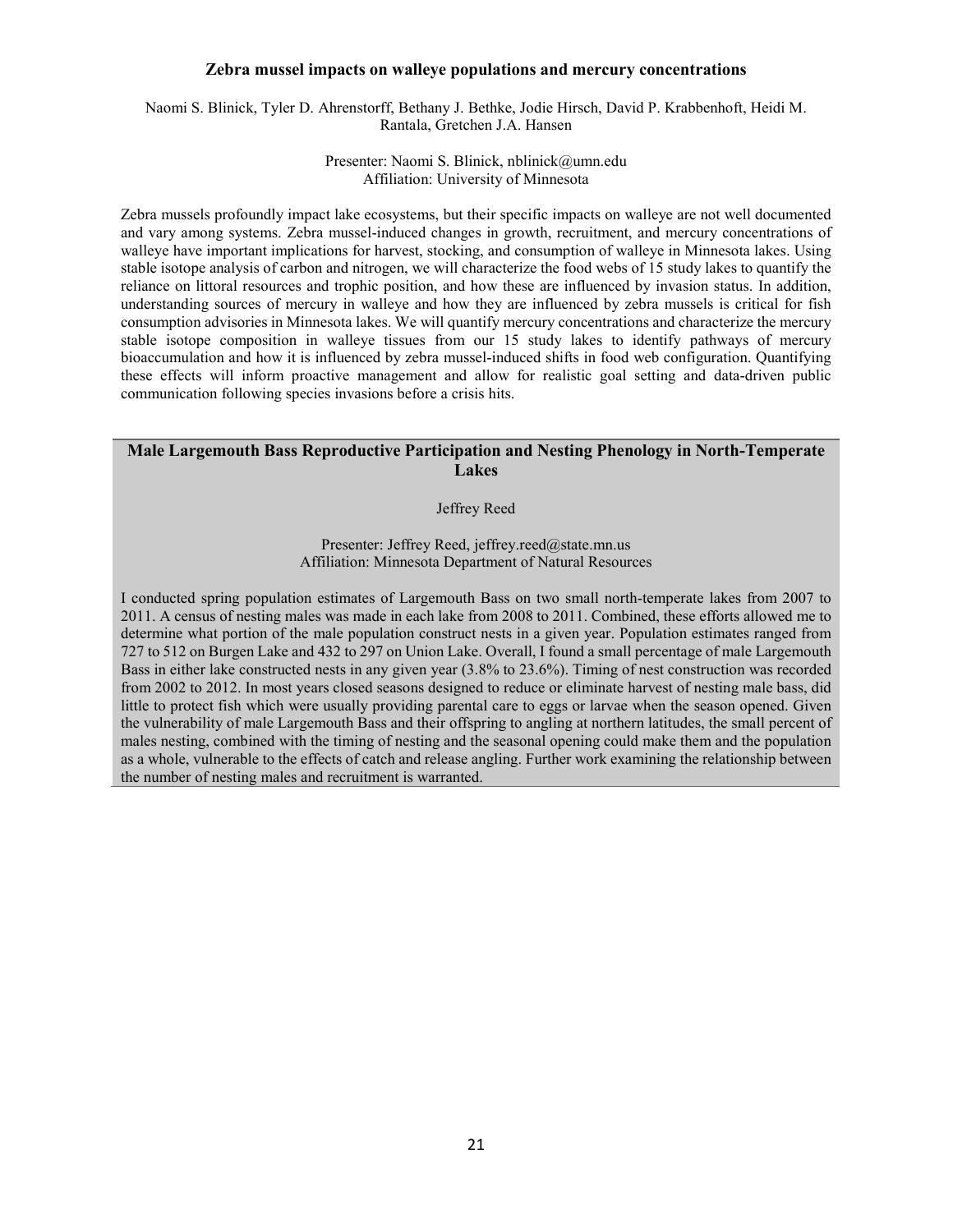### Zebra mussel impacts on walleye populations and mercury concentrations

Naomi S. Blinick, Tyler D. Ahrenstorff, Bethany J. Bethke, Jodie Hirsch, David P. Krabbenhoft, Heidi M. Rantala, Gretchen J.A. Hansen

Presenter: Naomi S. Blinick, nblinick@umn.edu
Affiliation: University of Minnesota

Zebra mussels profoundly impact lake ecosystems, but their specific impacts on walleye are not well documented and vary among systems. Zebra mussel-induced changes in growth, recruitment, and mercury concentrations of walleye have important implications for harvest, stocking, and consumption of walleye in Minnesota lakes. Using stable isotope analysis of carbon and nitrogen, we will characterize the food webs of 15 study lakes to quantify the reliance on littoral resources and trophic position, and how these are influenced by invasion status. In addition, understanding sources of mercury in walleye and how they are influenced by zebra mussels is critical for fish consumption advisories in Minnesota lakes. We will quantify mercury concentrations and characterize the mercury stable isotope composition in walleye tissues from our 15 study lakes to identify pathways of mercury bioaccumulation and how it is influenced by zebra mussel-induced shifts in food web configuration. Quantifying these effects will inform proactive management and allow for realistic goal setting and data-driven public communication following species invasions before a crisis hits.

### Male Largemouth Bass Reproductive Participation and Nesting Phenology in North-Temperate Lakes

Jeffrey Reed

Presenter: Jeffrey Reed, jeffrey.reed@state.mn.us
Affiliation: Minnesota Department of Natural Resources

I conducted spring population estimates of Largemouth Bass on two small north-temperate lakes from 2007 to 2011. A census of nesting males was made in each lake from 2008 to 2011. Combined, these efforts allowed me to determine what portion of the male population construct nests in a given year. Population estimates ranged from 727 to 512 on Burgen Lake and 432 to 297 on Union Lake. Overall, I found a small percentage of male Largemouth Bass in either lake constructed nests in any given year (3.8% to 23.6%). Timing of nest construction was recorded from 2002 to 2012. In most years closed seasons designed to reduce or eliminate harvest of nesting male bass, did little to protect fish which were usually providing parental care to eggs or larvae when the season opened. Given the vulnerability of male Largemouth Bass and their offspring to angling at northern latitudes, the small percent of males nesting, combined with the timing of nesting and the seasonal opening could make them and the population as a whole, vulnerable to the effects of catch and release angling. Further work examining the relationship between the number of nesting males and recruitment is warranted.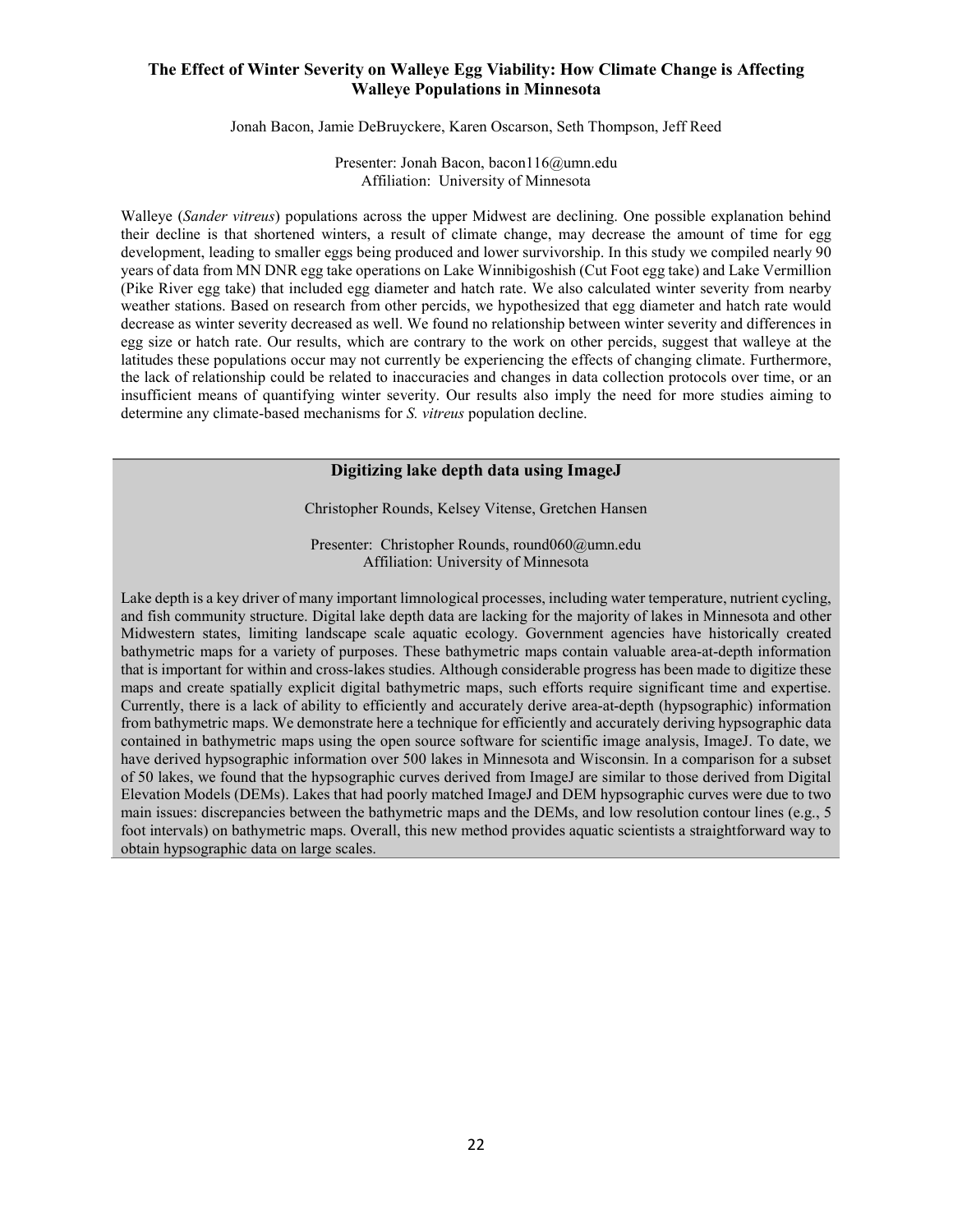## The Effect of Winter Severity on Walleye Egg Viability: How Climate Change is Affecting Walleye Populations in Minnesota

Jonah Bacon, Jamie DeBruyckere, Karen Oscarson, Seth Thompson, Jeff Reed

Presenter: Jonah Bacon, bacon116@umn.edu
Affiliation: University of Minnesota

Walleye (*Sander vitreus*) populations across the upper Midwest are declining. One possible explanation behind their decline is that shortened winters, a result of climate change, may decrease the amount of time for egg development, leading to smaller eggs being produced and lower survivorship. In this study we compiled nearly 90 years of data from MN DNR egg take operations on Lake Winnibigoshish (Cut Foot egg take) and Lake Vermillion (Pike River egg take) that included egg diameter and hatch rate. We also calculated winter severity from nearby weather stations. Based on research from other percids, we hypothesized that egg diameter and hatch rate would decrease as winter severity decreased as well. We found no relationship between winter severity and differences in egg size or hatch rate. Our results, which are contrary to the work on other percids, suggest that walleye at the latitudes these populations occur may not currently be experiencing the effects of changing climate. Furthermore, the lack of relationship could be related to inaccuracies and changes in data collection protocols over time, or an insufficient means of quantifying winter severity. Our results also imply the need for more studies aiming to determine any climate-based mechanisms for *S. vitreus* population decline.

## Digitizing lake depth data using ImageJ

Christopher Rounds, Kelsey Vitense, Gretchen Hansen

Presenter: Christopher Rounds, round060@umn.edu
Affiliation: University of Minnesota

Lake depth is a key driver of many important limnological processes, including water temperature, nutrient cycling, and fish community structure. Digital lake depth data are lacking for the majority of lakes in Minnesota and other Midwestern states, limiting landscape scale aquatic ecology. Government agencies have historically created bathymetric maps for a variety of purposes. These bathymetric maps contain valuable area-at-depth information that is important for within and cross-lakes studies. Although considerable progress has been made to digitize these maps and create spatially explicit digital bathymetric maps, such efforts require significant time and expertise. Currently, there is a lack of ability to efficiently and accurately derive area-at-depth (hypsographic) information from bathymetric maps. We demonstrate here a technique for efficiently and accurately deriving hypsographic data contained in bathymetric maps using the open source software for scientific image analysis, ImageJ. To date, we have derived hypsographic information over 500 lakes in Minnesota and Wisconsin. In a comparison for a subset of 50 lakes, we found that the hypsographic curves derived from ImageJ are similar to those derived from Digital Elevation Models (DEMs). Lakes that had poorly matched ImageJ and DEM hypsographic curves were due to two main issues: discrepancies between the bathymetric maps and the DEMs, and low resolution contour lines (e.g., 5 foot intervals) on bathymetric maps. Overall, this new method provides aquatic scientists a straightforward way to obtain hypsographic data on large scales.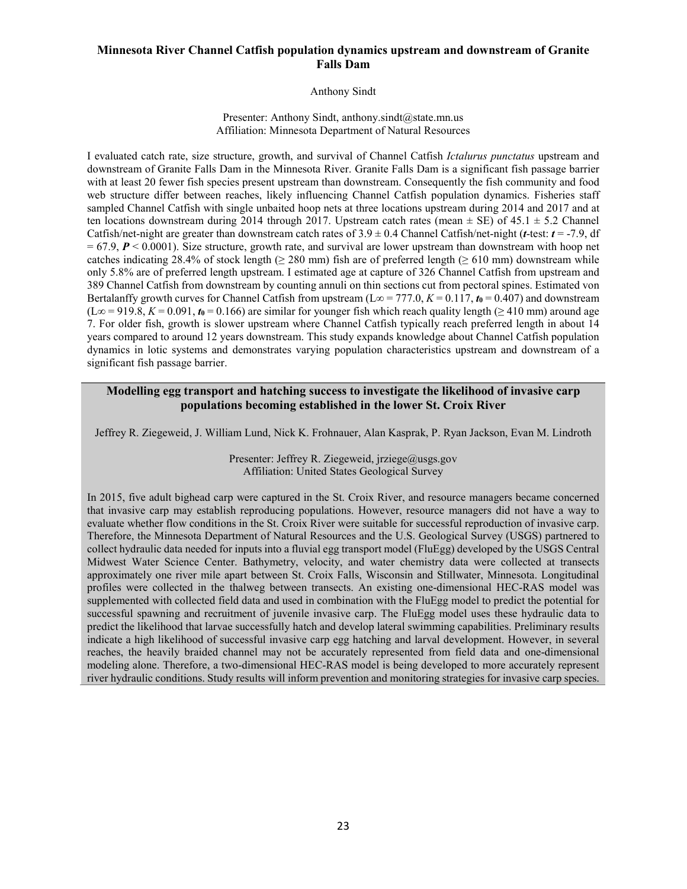**Minnesota River Channel Catfish population dynamics upstream and downstream of Granite Falls Dam**

Anthony Sindt

Presenter: Anthony Sindt, anthony.sindt@state.mn.us
Affiliation: Minnesota Department of Natural Resources

I evaluated catch rate, size structure, growth, and survival of Channel Catfish *Ictalurus punctatus* upstream and downstream of Granite Falls Dam in the Minnesota River. Granite Falls Dam is a significant fish passage barrier with at least 20 fewer fish species present upstream than downstream. Consequently the fish community and food web structure differ between reaches, likely influencing Channel Catfish population dynamics. Fisheries staff sampled Channel Catfish with single unbaited hoop nets at three locations upstream during 2014 and 2017 and at ten locations downstream during 2014 through 2017. Upstream catch rates (mean ± SE) of 45.1 ± 5.2 Channel Catfish/net-night are greater than downstream catch rates of 3.9 ± 0.4 Channel Catfish/net-night (***t***-test: $t = -7.9$, df $= 67.9$, $P < 0.0001$). Size structure, growth rate, and survival are lower upstream than downstream with hoop net catches indicating 28.4% of stock length (≥ 280 mm) fish are of preferred length (≥ 610 mm) downstream while only 5.8% are of preferred length upstream. I estimated age at capture of 326 Channel Catfish from upstream and 389 Channel Catfish from downstream by counting annuli on thin sections cut from pectoral spines. Estimated von Bertalanffy growth curves for Channel Catfish from upstream ($L_\infty = 777.0$, $K = 0.117$, $t_0 = 0.407$) and downstream ($L_\infty = 919.8$, $K = 0.091$, $t_0 = 0.166$) are similar for younger fish which reach quality length (≥ 410 mm) around age 7. For older fish, growth is slower upstream where Channel Catfish typically reach preferred length in about 14 years compared to around 12 years downstream. This study expands knowledge about Channel Catfish population dynamics in lotic systems and demonstrates varying population characteristics upstream and downstream of a significant fish passage barrier.

**Modelling egg transport and hatching success to investigate the likelihood of invasive carp populations becoming established in the lower St. Croix River**

Jeffrey R. Ziegeweid, J. William Lund, Nick K. Frohnauer, Alan Kasprak, P. Ryan Jackson, Evan M. Lindroth

Presenter: Jeffrey R. Ziegeweid, jrziege@usgs.gov
Affiliation: United States Geological Survey

In 2015, five adult bighead carp were captured in the St. Croix River, and resource managers became concerned that invasive carp may establish reproducing populations. However, resource managers did not have a way to evaluate whether flow conditions in the St. Croix River were suitable for successful reproduction of invasive carp. Therefore, the Minnesota Department of Natural Resources and the U.S. Geological Survey (USGS) partnered to collect hydraulic data needed for inputs into a fluvial egg transport model (FluEgg) developed by the USGS Central Midwest Water Science Center. Bathymetry, velocity, and water chemistry data were collected at transects approximately one river mile apart between St. Croix Falls, Wisconsin and Stillwater, Minnesota. Longitudinal profiles were collected in the thalweg between transects. An existing one-dimensional HEC-RAS model was supplemented with collected field data and used in combination with the FluEgg model to predict the potential for successful spawning and recruitment of juvenile invasive carp. The FluEgg model uses these hydraulic data to predict the likelihood that larvae successfully hatch and develop lateral swimming capabilities. Preliminary results indicate a high likelihood of successful invasive carp egg hatching and larval development. However, in several reaches, the heavily braided channel may not be accurately represented from field data and one-dimensional modeling alone. Therefore, a two-dimensional HEC-RAS model is being developed to more accurately represent river hydraulic conditions. Study results will inform prevention and monitoring strategies for invasive carp species.